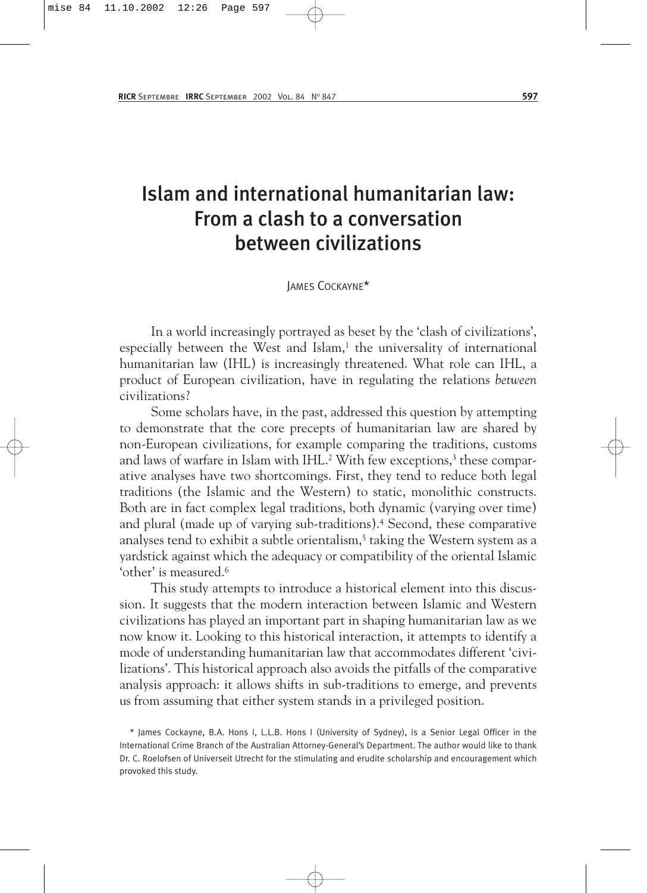# Islam and international humanitarian law: From a clash to a conversation between civilizations

James Cockayne*

In a world increasingly portrayed as beset by the 'clash of civilizations', especially between the West and Islam,[1] the universality of international humanitarian law (IHL) is increasingly threatened. What role can IHL, a product of European civilization, have in regulating the relations *between* civilizations?

Some scholars have, in the past, addressed this question by attempting to demonstrate that the core precepts of humanitarian law are shared by non-European civilizations, for example comparing the traditions, customs and laws of warfare in Islam with IHL.[2] With few exceptions,[3] these comparative analyses have two shortcomings. First, they tend to reduce both legal traditions (the Islamic and the Western) to static, monolithic constructs. Both are in fact complex legal traditions, both dynamic (varying over time) and plural (made up of varying sub-traditions).[4] Second, these comparative analyses tend to exhibit a subtle orientalism,[5] taking the Western system as a yardstick against which the adequacy or compatibility of the oriental Islamic 'other' is measured.[6]

This study attempts to introduce a historical element into this discussion. It suggests that the modern interaction between Islamic and Western civilizations has played an important part in shaping humanitarian law as we now know it. Looking to this historical interaction, it attempts to identify a mode of understanding humanitarian law that accommodates different 'civilizations'. This historical approach also avoids the pitfalls of the comparative analysis approach: it allows shifts in sub-traditions to emerge, and prevents us from assuming that either system stands in a privileged position.

\* James Cockayne, B.A. Hons I, L.L.B. Hons I (University of Sydney), is a Senior Legal Officer in the International Crime Branch of the Australian Attorney-General's Department. The author would like to thank Dr. C. Roelofsen of Universeit Utrecht for the stimulating and erudite scholarship and encouragement which provoked this study.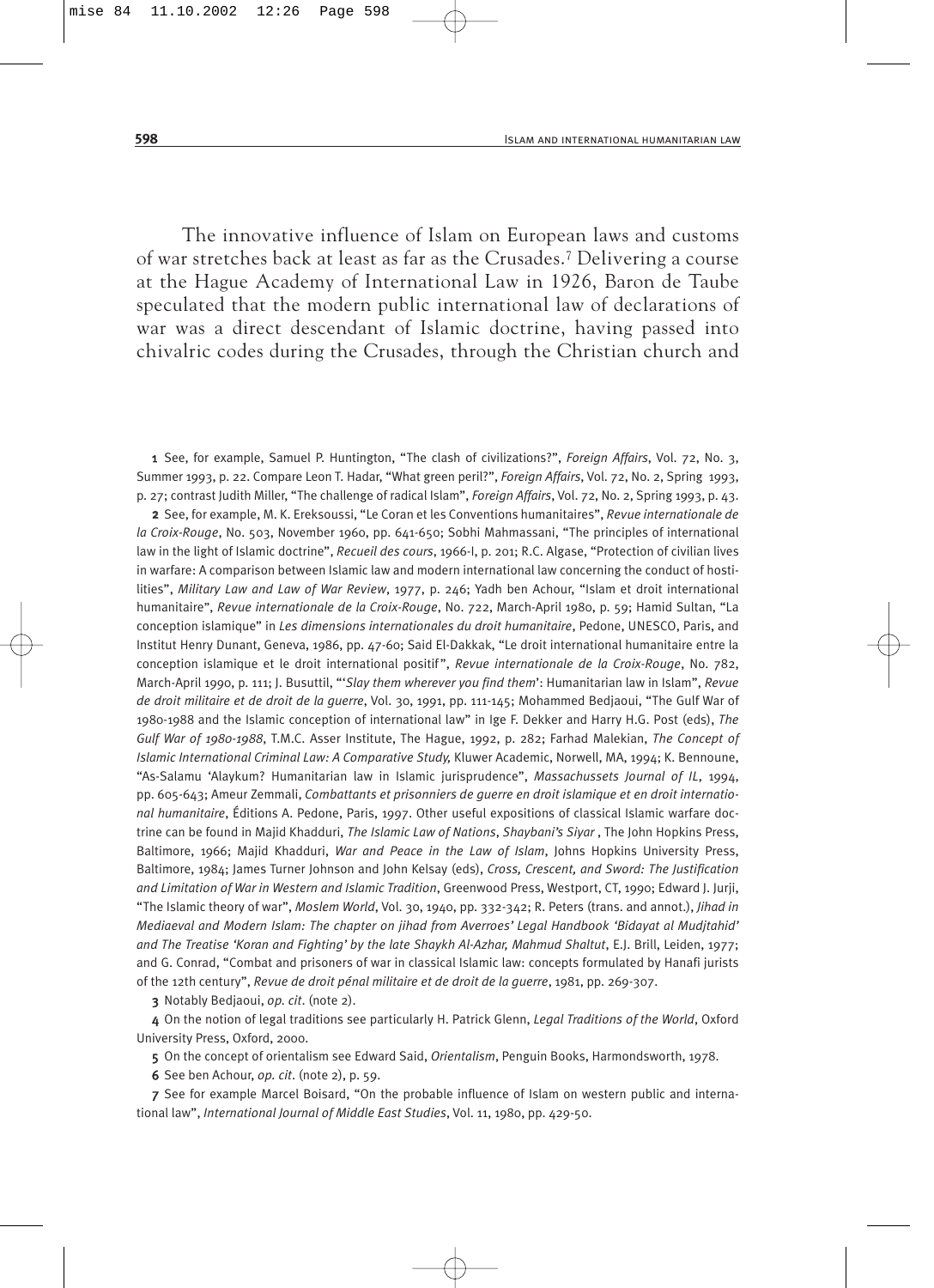The innovative influence of Islam on European laws and customs of war stretches back at least as far as the Crusades.[7] Delivering a course at the Hague Academy of International Law in 1926, Baron de Taube speculated that the modern public international law of declarations of war was a direct descendant of Islamic doctrine, having passed into chivalric codes during the Crusades, through the Christian church and

1 See, for example, Samuel P. Huntington, "The clash of civilizations?", *Foreign Affairs*, Vol. 72, No. 3, Summer 1993, p. 22. Compare Leon T. Hadar, "What green peril?", *Foreign Affairs*, Vol. 72, No. 2, Spring 1993, p. 27; contrast Judith Miller, "The challenge of radical Islam", *Foreign Affairs*, Vol. 72, No. 2, Spring 1993, p. 43.

2 See, for example, M. K. Ereksoussi, "Le Coran et les Conventions humanitaires", *Revue internationale de la Croix-Rouge*, No. 503, November 1960, pp. 641-650; Sobhi Mahmassani, "The principles of international law in the light of Islamic doctrine", *Recueil des cours*, 1966-I, p. 201; R.C. Algase, "Protection of civilian lives in warfare: A comparison between Islamic law and modern international law concerning the conduct of hostilities", *Military Law and Law of War Review*, 1977, p. 246; Yadh ben Achour, "Islam et droit international humanitaire", *Revue internationale de la Croix-Rouge*, No. 722, March-April 1980, p. 59; Hamid Sultan, "La conception islamique" in *Les dimensions internationales du droit humanitaire*, Pedone, UNESCO, Paris, and Institut Henry Dunant, Geneva, 1986, pp. 47-60; Said El-Dakkak, "Le droit international humanitaire entre la conception islamique et le droit international positif", *Revue internationale de la Croix-Rouge*, No. 782, March-April 1990, p. 111; J. Busuttil, "'*Slay them wherever you find them*': Humanitarian law in Islam", *Revue de droit militaire et de droit de la guerre*, Vol. 30, 1991, pp. 111-145; Mohammed Bedjaoui, "The Gulf War of 1980-1988 and the Islamic conception of international law" in Ige F. Dekker and Harry H.G. Post (eds), *The Gulf War of 1980-1988*, T.M.C. Asser Institute, The Hague, 1992, p. 282; Farhad Malekian, *The Concept of Islamic International Criminal Law: A Comparative Study,* Kluwer Academic, Norwell, MA, 1994; K. Bennoune, "As-Salamu 'Alaykum? Humanitarian law in Islamic jurisprudence", *Massachussets Journal of IL*, 1994, pp. 605-643; Ameur Zemmali, *Combattants et prisonniers de guerre en droit islamique et en droit international humanitaire*, Éditions A. Pedone, Paris, 1997. Other useful expositions of classical Islamic warfare doctrine can be found in Majid Khadduri, *The Islamic Law of Nations*, *Shaybani's Siyar* , The John Hopkins Press, Baltimore, 1966; Majid Khadduri, *War and Peace in the Law of Islam*, Johns Hopkins University Press, Baltimore, 1984; James Turner Johnson and John Kelsay (eds), *Cross, Crescent, and Sword: The Justification and Limitation of War in Western and Islamic Tradition*, Greenwood Press, Westport, CT, 1990; Edward J. Jurji, "The Islamic theory of war", *Moslem World*, Vol. 30, 1940, pp. 332-342; R. Peters (trans. and annot.), *Jihad in Mediaeval and Modern Islam: The chapter on jihad from Averroes' Legal Handbook 'Bidayat al Mudjtahid' and The Treatise 'Koran and Fighting' by the late Shaykh Al-Azhar, Mahmud Shaltut*, E.J. Brill, Leiden, 1977; and G. Conrad, "Combat and prisoners of war in classical Islamic law: concepts formulated by Hanafi jurists of the 12th century", *Revue de droit pénal militaire et de droit de la guerre*, 1981, pp. 269-307.

3 Notably Bedjaoui, *op. cit.* (note 2).

4 On the notion of legal traditions see particularly H. Patrick Glenn, *Legal Traditions of the World*, Oxford University Press, Oxford, 2000.

5 On the concept of orientalism see Edward Said, *Orientalism*, Penguin Books, Harmondsworth, 1978.

6 See ben Achour, *op. cit.* (note 2), p. 59.

7 See for example Marcel Boisard, "On the probable influence of Islam on western public and international law", *International Journal of Middle East Studies*, Vol. 11, 1980, pp. 429-50.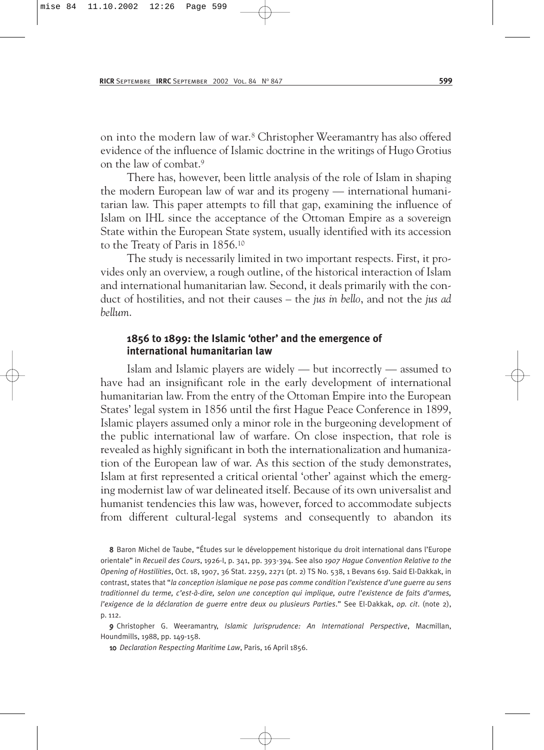on into the modern law of war.[8] Christopher Weeramantry has also offered evidence of the influence of Islamic doctrine in the writings of Hugo Grotius on the law of combat.[9]

There has, however, been little analysis of the role of Islam in shaping the modern European law of war and its progeny — international humanitarian law. This paper attempts to fill that gap, examining the influence of Islam on IHL since the acceptance of the Ottoman Empire as a sovereign State within the European State system, usually identified with its accession to the Treaty of Paris in 1856.[10]

The study is necessarily limited in two important respects. First, it provides only an overview, a rough outline, of the historical interaction of Islam and international humanitarian law. Second, it deals primarily with the conduct of hostilities, and not their causes – the *jus in bello*, and not the *jus ad bellum*.

## 1856 to 1899: the Islamic 'other' and the emergence of international humanitarian law

Islam and Islamic players are widely — but incorrectly — assumed to have had an insignificant role in the early development of international humanitarian law. From the entry of the Ottoman Empire into the European States' legal system in 1856 until the first Hague Peace Conference in 1899, Islamic players assumed only a minor role in the burgeoning development of the public international law of warfare. On close inspection, that role is revealed as highly significant in both the internationalization and humanization of the European law of war. As this section of the study demonstrates, Islam at first represented a critical oriental 'other' against which the emerging modernist law of war delineated itself. Because of its own universalist and humanist tendencies this law was, however, forced to accommodate subjects from different cultural-legal systems and consequently to abandon its

---

8 Baron Michel de Taube, "Études sur le développement historique du droit international dans l'Europe orientale" in *Recueil des Cours*, 1926-I, p. 341, pp. 393-394. See also *1907 Hague Convention Relative to the Opening of Hostilities*, Oct. 18, 1907, 36 Stat. 2259, 2271 (pt. 2) TS No. 538, 1 Bevans 619. Said El-Dakkak, in contrast, states that "*la conception islamique ne pose pas comme condition l'existence d'une guerre au sens traditionnel du terme, c'est-à-dire, selon une conception qui implique, outre l'existence de faits d'armes, l'exigence de la déclaration de guerre entre deux ou plusieurs Parties*." See El-Dakkak, *op. cit.* (note 2), p. 112.

9 Christopher G. Weeramantry, *Islamic Jurisprudence: An International Perspective*, Macmillan, Houndmills, 1988, pp. 149-158.

10 *Declaration Respecting Maritime Law*, Paris, 16 April 1856.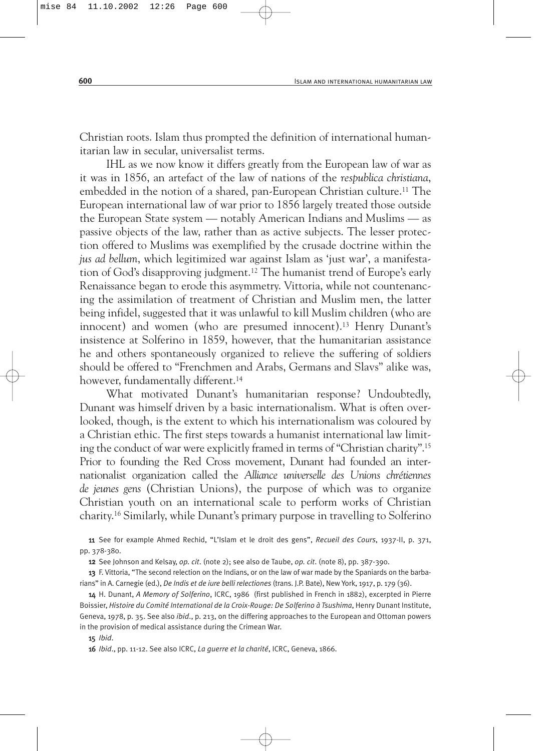Christian roots. Islam thus prompted the definition of international humanitarian law in secular, universalist terms.

IHL as we now know it differs greatly from the European law of war as it was in 1856, an artefact of the law of nations of the *respublica christiana*, embedded in the notion of a shared, pan-European Christian culture.[11] The European international law of war prior to 1856 largely treated those outside the European State system — notably American Indians and Muslims — as passive objects of the law, rather than as active subjects. The lesser protection offered to Muslims was exemplified by the crusade doctrine within the *jus ad bellum*, which legitimized war against Islam as 'just war', a manifestation of God's disapproving judgment.[12] The humanist trend of Europe's early Renaissance began to erode this asymmetry. Vittoria, while not countenancing the assimilation of treatment of Christian and Muslim men, the latter being infidel, suggested that it was unlawful to kill Muslim children (who are innocent) and women (who are presumed innocent).[13] Henry Dunant's insistence at Solferino in 1859, however, that the humanitarian assistance he and others spontaneously organized to relieve the suffering of soldiers should be offered to "Frenchmen and Arabs, Germans and Slavs" alike was, however, fundamentally different.[14]

What motivated Dunant's humanitarian response? Undoubtedly, Dunant was himself driven by a basic internationalism. What is often overlooked, though, is the extent to which his internationalism was coloured by a Christian ethic. The first steps towards a humanist international law limiting the conduct of war were explicitly framed in terms of "Christian charity".[15] Prior to founding the Red Cross movement, Dunant had founded an internationalist organization called the *Alliance universelle des Unions chrétiennes de jeunes gens* (Christian Unions), the purpose of which was to organize Christian youth on an international scale to perform works of Christian charity.[16] Similarly, while Dunant's primary purpose in travelling to Solferino

**11** See for example Ahmed Rechid, "L'Islam et le droit des gens", *Recueil des Cours*, 1937-II, p. 371, pp. 378-380.

**12** See Johnson and Kelsay, *op. cit.* (note 2); see also de Taube, *op. cit.* (note 8), pp. 387-390.

**13** F. Vittoria, "The second relection on the Indians, or on the law of war made by the Spaniards on the barbarians" in A. Carnegie (ed.), *De Indis et de iure belli relectiones* (trans. J.P. Bate), New York, 1917, p. 179 (36).

**14** H. Dunant, *A Memory of Solferino*, ICRC, 1986 (first published in French in 1882), excerpted in Pierre Boissier, *Histoire du Comité International de la Croix-Rouge: De Solferino à Tsushima*, Henry Dunant Institute, Geneva, 1978, p. 35. See also *ibid.*, p. 213, on the differing approaches to the European and Ottoman powers in the provision of medical assistance during the Crimean War.

**15** *Ibid.*

**16** *Ibid.*, pp. 11-12. See also ICRC, *La guerre et la charité*, ICRC, Geneva, 1866.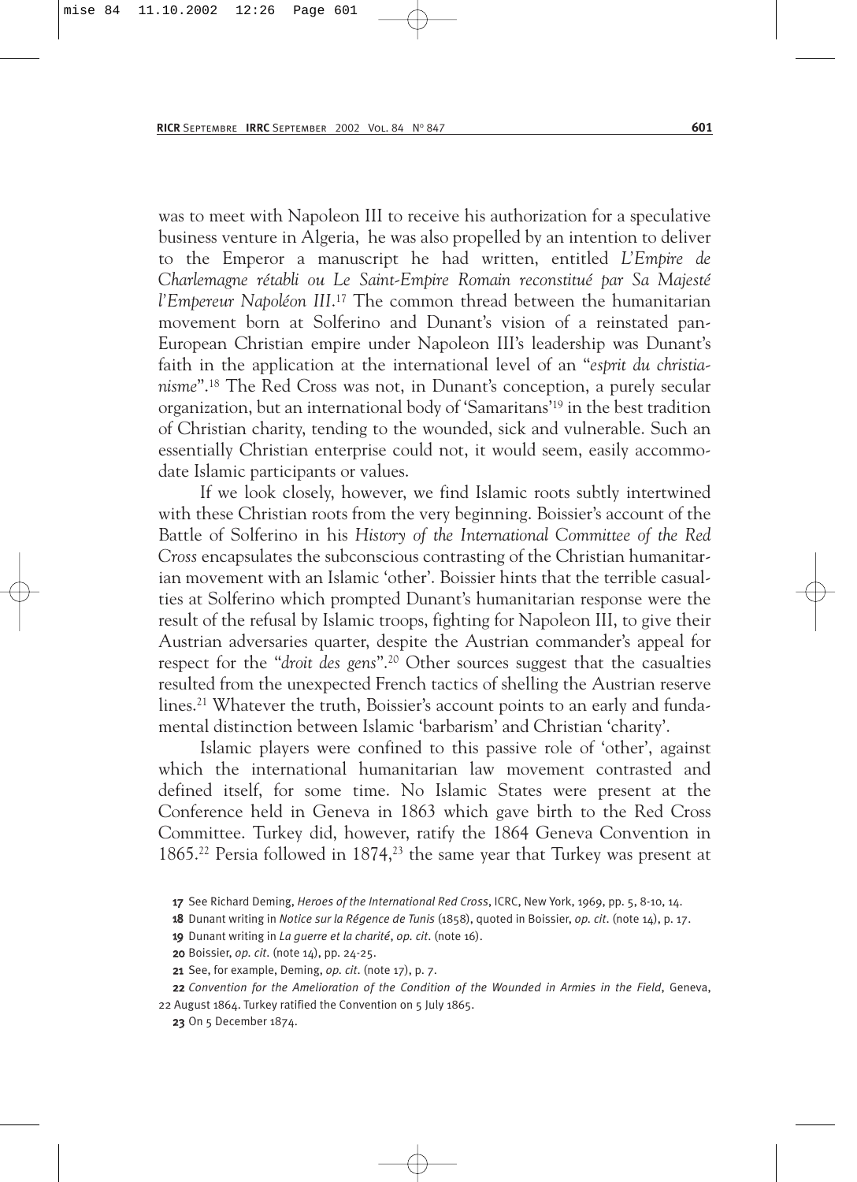was to meet with Napoleon III to receive his authorization for a speculative business venture in Algeria, he was also propelled by an intention to deliver to the Emperor a manuscript he had written, entitled *L'Empire de Charlemagne rétabli ou Le Saint-Empire Romain reconstitué par Sa Majesté l'Empereur Napoléon III*.[17] The common thread between the humanitarian movement born at Solferino and Dunant's vision of a reinstated pan-European Christian empire under Napoleon III's leadership was Dunant's faith in the application at the international level of an "*esprit du christianisme*".[18] The Red Cross was not, in Dunant's conception, a purely secular organization, but an international body of 'Samaritans'[19] in the best tradition of Christian charity, tending to the wounded, sick and vulnerable. Such an essentially Christian enterprise could not, it would seem, easily accommodate Islamic participants or values.

If we look closely, however, we find Islamic roots subtly intertwined with these Christian roots from the very beginning. Boissier's account of the Battle of Solferino in his *History of the International Committee of the Red Cross* encapsulates the subconscious contrasting of the Christian humanitarian movement with an Islamic 'other'. Boissier hints that the terrible casualties at Solferino which prompted Dunant's humanitarian response were the result of the refusal by Islamic troops, fighting for Napoleon III, to give their Austrian adversaries quarter, despite the Austrian commander's appeal for respect for the "*droit des gens*".[20] Other sources suggest that the casualties resulted from the unexpected French tactics of shelling the Austrian reserve lines.[21] Whatever the truth, Boissier's account points to an early and fundamental distinction between Islamic 'barbarism' and Christian 'charity'.

Islamic players were confined to this passive role of 'other', against which the international humanitarian law movement contrasted and defined itself, for some time. No Islamic States were present at the Conference held in Geneva in 1863 which gave birth to the Red Cross Committee. Turkey did, however, ratify the 1864 Geneva Convention in 1865.[22] Persia followed in 1874,[23] the same year that Turkey was present at

17 See Richard Deming, *Heroes of the International Red Cross*, ICRC, New York, 1969, pp. 5, 8-10, 14.

18 Dunant writing in *Notice sur la Régence de Tunis* (1858), quoted in Boissier, *op. cit.* (note 14), p. 17.

19 Dunant writing in *La guerre et la charité*, *op. cit.* (note 16).

20 Boissier, *op. cit.* (note 14), pp. 24-25.

21 See, for example, Deming, *op. cit.* (note 17), p. 7.

22 *Convention for the Amelioration of the Condition of the Wounded in Armies in the Field*, Geneva, 22 August 1864. Turkey ratified the Convention on 5 July 1865.

23 On 5 December 1874.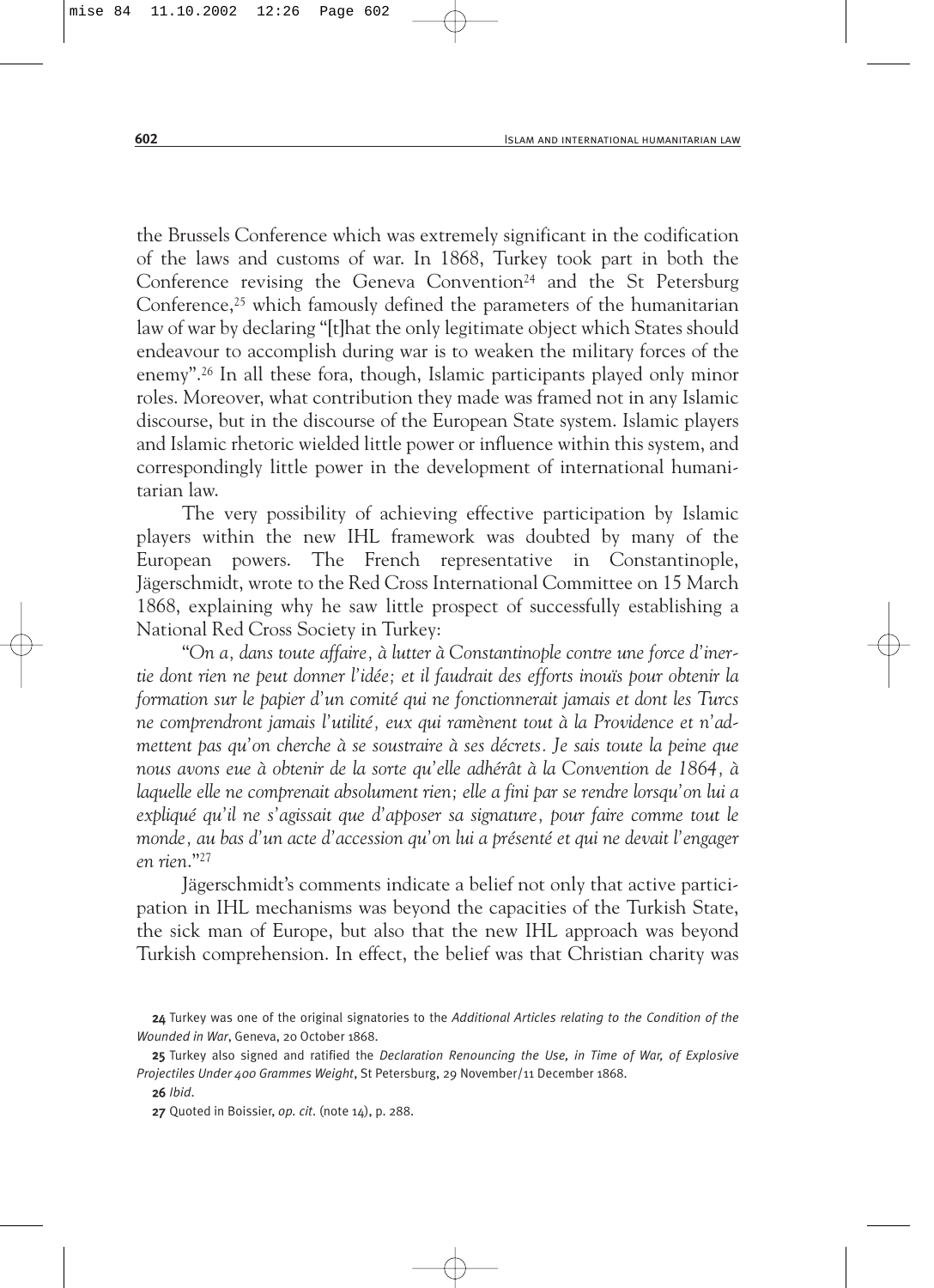the Brussels Conference which was extremely significant in the codification of the laws and customs of war. In 1868, Turkey took part in both the Conference revising the Geneva Convention[24] and the St Petersburg Conference,[25] which famously defined the parameters of the humanitarian law of war by declaring "[t]hat the only legitimate object which States should endeavour to accomplish during war is to weaken the military forces of the enemy".[26] In all these fora, though, Islamic participants played only minor roles. Moreover, what contribution they made was framed not in any Islamic discourse, but in the discourse of the European State system. Islamic players and Islamic rhetoric wielded little power or influence within this system, and correspondingly little power in the development of international humanitarian law.

The very possibility of achieving effective participation by Islamic players within the new IHL framework was doubted by many of the European powers. The French representative in Constantinople, Jägerschmidt, wrote to the Red Cross International Committee on 15 March 1868, explaining why he saw little prospect of successfully establishing a National Red Cross Society in Turkey:

"*On a, dans toute affaire, à lutter à Constantinople contre une force d'inertie dont rien ne peut donner l'idée; et il faudrait des efforts inouïs pour obtenir la formation sur le papier d'un comité qui ne fonctionnerait jamais et dont les Turcs ne comprendront jamais l'utilité, eux qui ramènent tout à la Providence et n'admettent pas qu'on cherche à se soustraire à ses décrets. Je sais toute la peine que nous avons eue à obtenir de la sorte qu'elle adhérât à la Convention de 1864, à laquelle elle ne comprenait absolument rien; elle a fini par se rendre lorsqu'on lui a expliqué qu'il ne s'agissait que d'apposer sa signature, pour faire comme tout le monde, au bas d'un acte d'accession qu'on lui a présenté et qui ne devait l'engager en rien.*"[27]

Jägerschmidt's comments indicate a belief not only that active participation in IHL mechanisms was beyond the capacities of the Turkish State, the sick man of Europe, but also that the new IHL approach was beyond Turkish comprehension. In effect, the belief was that Christian charity was

---

**24** Turkey was one of the original signatories to the *Additional Articles relating to the Condition of the Wounded in War*, Geneva, 20 October 1868.

**25** Turkey also signed and ratified the *Declaration Renouncing the Use, in Time of War, of Explosive Projectiles Under 400 Grammes Weight*, St Petersburg, 29 November/11 December 1868.

**26** *Ibid.*

**27** Quoted in Boissier, *op. cit.* (note 14), p. 288.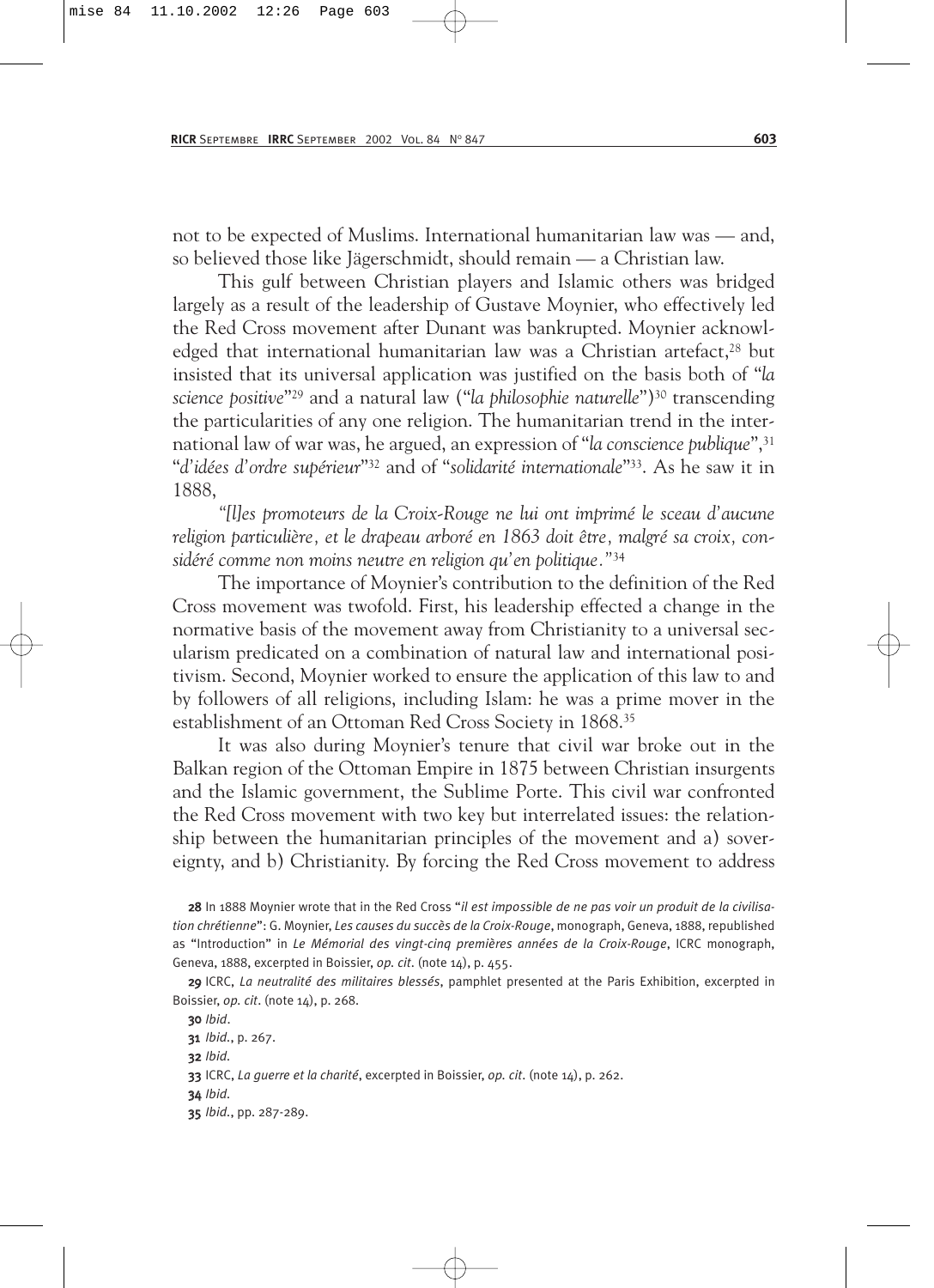not to be expected of Muslims. International humanitarian law was — and, so believed those like Jägerschmidt, should remain — a Christian law.

This gulf between Christian players and Islamic others was bridged largely as a result of the leadership of Gustave Moynier, who effectively led the Red Cross movement after Dunant was bankrupted. Moynier acknowledged that international humanitarian law was a Christian artefact,[28] but insisted that its universal application was justified on the basis both of "*la science positive*"[29] and a natural law ("*la philosophie naturelle*")[30] transcending the particularities of any one religion. The humanitarian trend in the international law of war was, he argued, an expression of "*la conscience publique*",[31] "*d'idées d'ordre supérieur*"[32] and of "*solidarité internationale*"[33]. As he saw it in 1888,

*"[l]es promoteurs de la Croix-Rouge ne lui ont imprimé le sceau d'aucune religion particulière, et le drapeau arboré en 1863 doit être, malgré sa croix, considéré comme non moins neutre en religion qu'en politique."*[34]

The importance of Moynier's contribution to the definition of the Red Cross movement was twofold. First, his leadership effected a change in the normative basis of the movement away from Christianity to a universal secularism predicated on a combination of natural law and international positivism. Second, Moynier worked to ensure the application of this law to and by followers of all religions, including Islam: he was a prime mover in the establishment of an Ottoman Red Cross Society in 1868.[35]

It was also during Moynier's tenure that civil war broke out in the Balkan region of the Ottoman Empire in 1875 between Christian insurgents and the Islamic government, the Sublime Porte. This civil war confronted the Red Cross movement with two key but interrelated issues: the relationship between the humanitarian principles of the movement and a) sovereignty, and b) Christianity. By forcing the Red Cross movement to address

---

**28** In 1888 Moynier wrote that in the Red Cross "*il est impossible de ne pas voir un produit de la civilisation chrétienne*": G. Moynier, *Les causes du succès de la Croix-Rouge*, monograph, Geneva, 1888, republished as "Introduction" in *Le Mémorial des vingt-cinq premières années de la Croix-Rouge*, ICRC monograph, Geneva, 1888, excerpted in Boissier, *op. cit*. (note 14), p. 455.

**29** ICRC, *La neutralité des militaires blessés*, pamphlet presented at the Paris Exhibition, excerpted in Boissier, *op. cit*. (note 14), p. 268.

**30** *Ibid*.

**31** *Ibid*., p. 267.

**32** *Ibid.*

**33** ICRC, *La guerre et la charité*, excerpted in Boissier, *op. cit*. (note 14), p. 262.

**34** *Ibid.*

**35** *Ibid*., pp. 287-289.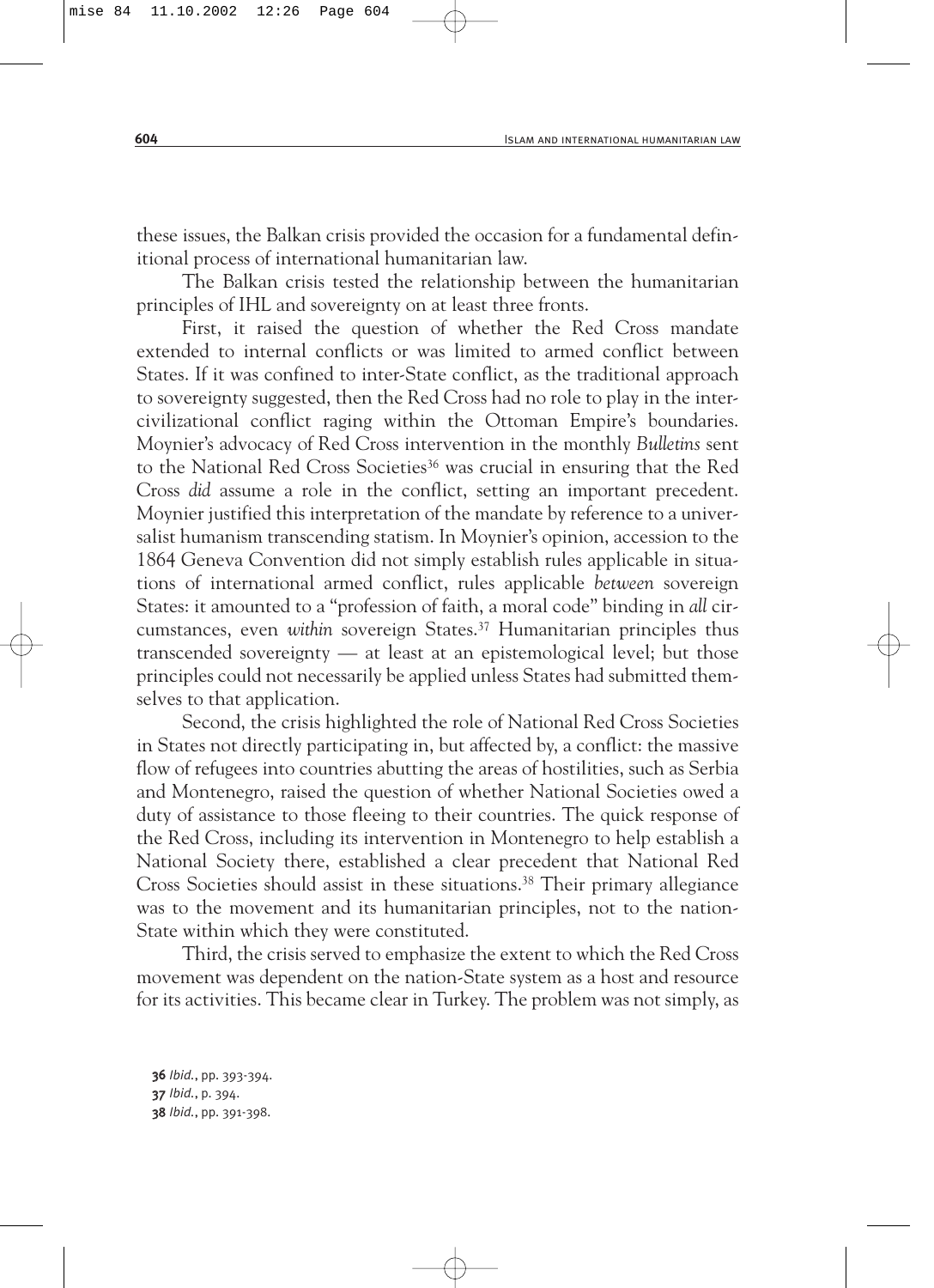these issues, the Balkan crisis provided the occasion for a fundamental definitional process of international humanitarian law.

The Balkan crisis tested the relationship between the humanitarian principles of IHL and sovereignty on at least three fronts.

First, it raised the question of whether the Red Cross mandate extended to internal conflicts or was limited to armed conflict between States. If it was confined to inter-State conflict, as the traditional approach to sovereignty suggested, then the Red Cross had no role to play in the inter-civilizational conflict raging within the Ottoman Empire's boundaries. Moynier's advocacy of Red Cross intervention in the monthly *Bulletins* sent to the National Red Cross Societies[36] was crucial in ensuring that the Red Cross *did* assume a role in the conflict, setting an important precedent. Moynier justified this interpretation of the mandate by reference to a universalist humanism transcending statism. In Moynier's opinion, accession to the 1864 Geneva Convention did not simply establish rules applicable in situations of international armed conflict, rules applicable *between* sovereign States: it amounted to a "profession of faith, a moral code" binding in *all* circumstances, even *within* sovereign States.[37] Humanitarian principles thus transcended sovereignty — at least at an epistemological level; but those principles could not necessarily be applied unless States had submitted themselves to that application.

Second, the crisis highlighted the role of National Red Cross Societies in States not directly participating in, but affected by, a conflict: the massive flow of refugees into countries abutting the areas of hostilities, such as Serbia and Montenegro, raised the question of whether National Societies owed a duty of assistance to those fleeing to their countries. The quick response of the Red Cross, including its intervention in Montenegro to help establish a National Society there, established a clear precedent that National Red Cross Societies should assist in these situations.[38] Their primary allegiance was to the movement and its humanitarian principles, not to the nation-State within which they were constituted.

Third, the crisis served to emphasize the extent to which the Red Cross movement was dependent on the nation-State system as a host and resource for its activities. This became clear in Turkey. The problem was not simply, as

**36** *Ibid.*, pp. 393-394.
**37** *Ibid.*, p. 394.
**38** *Ibid.*, pp. 391-398.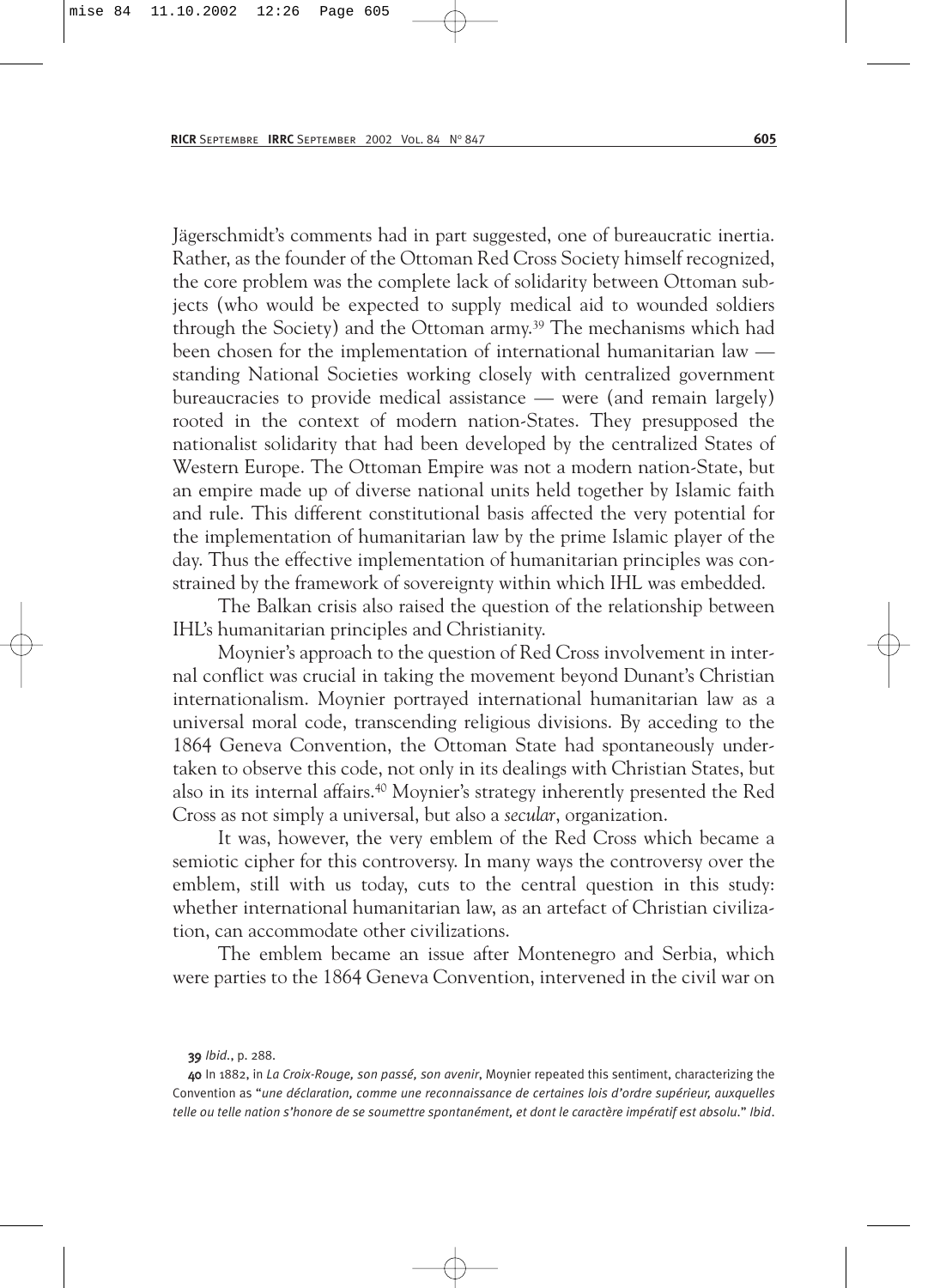Jägerschmidt's comments had in part suggested, one of bureaucratic inertia. Rather, as the founder of the Ottoman Red Cross Society himself recognized, the core problem was the complete lack of solidarity between Ottoman subjects (who would be expected to supply medical aid to wounded soldiers through the Society) and the Ottoman army.[39] The mechanisms which had been chosen for the implementation of international humanitarian law — standing National Societies working closely with centralized government bureaucracies to provide medical assistance — were (and remain largely) rooted in the context of modern nation-States. They presupposed the nationalist solidarity that had been developed by the centralized States of Western Europe. The Ottoman Empire was not a modern nation-State, but an empire made up of diverse national units held together by Islamic faith and rule. This different constitutional basis affected the very potential for the implementation of humanitarian law by the prime Islamic player of the day. Thus the effective implementation of humanitarian principles was constrained by the framework of sovereignty within which IHL was embedded.

The Balkan crisis also raised the question of the relationship between IHL's humanitarian principles and Christianity.

Moynier's approach to the question of Red Cross involvement in internal conflict was crucial in taking the movement beyond Dunant's Christian internationalism. Moynier portrayed international humanitarian law as a universal moral code, transcending religious divisions. By acceding to the 1864 Geneva Convention, the Ottoman State had spontaneously undertaken to observe this code, not only in its dealings with Christian States, but also in its internal affairs.[40] Moynier's strategy inherently presented the Red Cross as not simply a universal, but also a *secular*, organization.

It was, however, the very emblem of the Red Cross which became a semiotic cipher for this controversy. In many ways the controversy over the emblem, still with us today, cuts to the central question in this study: whether international humanitarian law, as an artefact of Christian civilization, can accommodate other civilizations.

The emblem became an issue after Montenegro and Serbia, which were parties to the 1864 Geneva Convention, intervened in the civil war on

**39** *Ibid.*, p. 288.

**40** In 1882, in *La Croix-Rouge, son passé, son avenir*, Moynier repeated this sentiment, characterizing the Convention as "*une déclaration, comme une reconnaissance de certaines lois d'ordre supérieur, auxquelles telle ou telle nation s'honore de se soumettre spontanément, et dont le caractère impératif est absolu*." *Ibid*.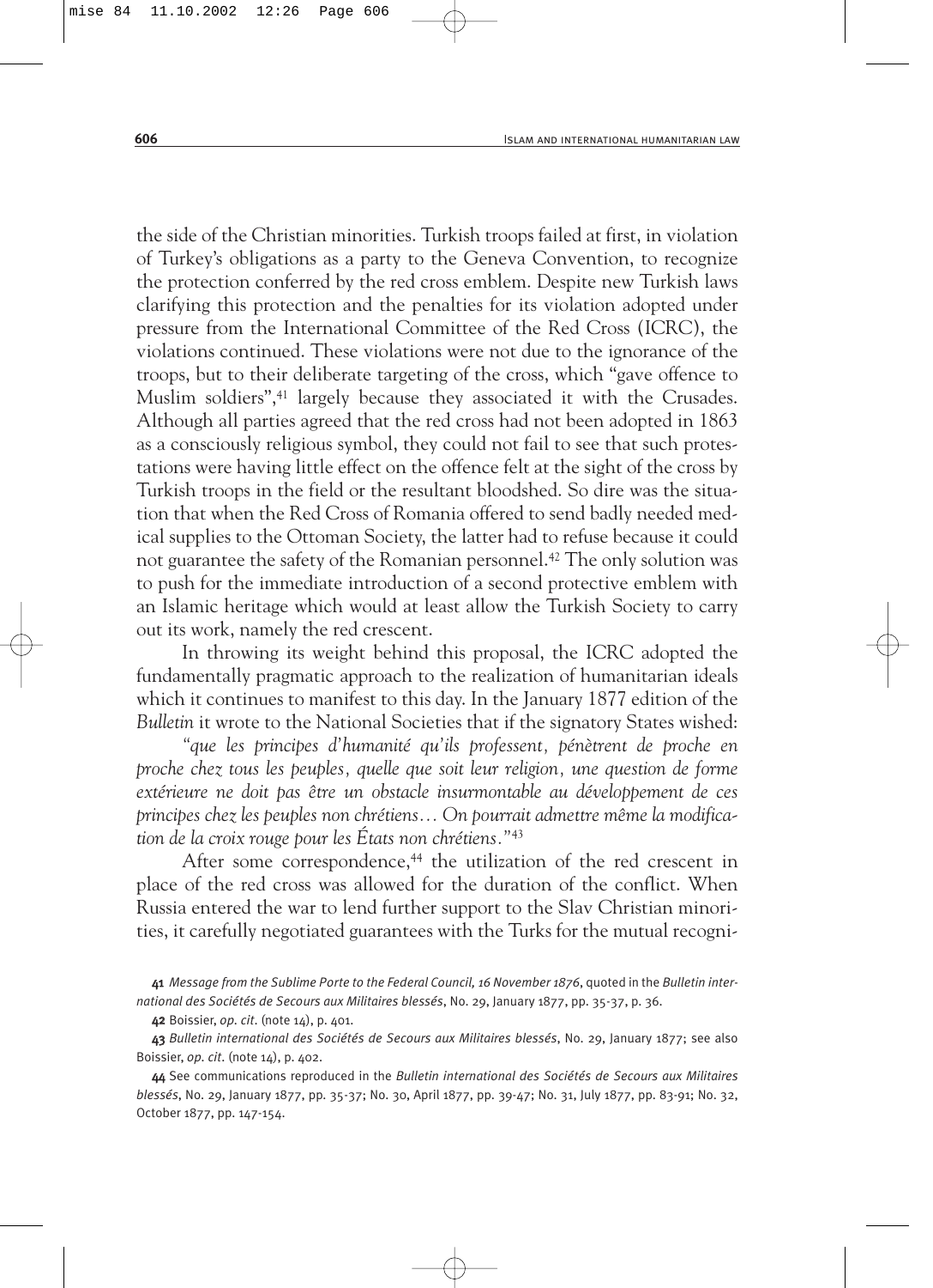the side of the Christian minorities. Turkish troops failed at first, in violation of Turkey's obligations as a party to the Geneva Convention, to recognize the protection conferred by the red cross emblem. Despite new Turkish laws clarifying this protection and the penalties for its violation adopted under pressure from the International Committee of the Red Cross (ICRC), the violations continued. These violations were not due to the ignorance of the troops, but to their deliberate targeting of the cross, which "gave offence to Muslim soldiers",[41] largely because they associated it with the Crusades. Although all parties agreed that the red cross had not been adopted in 1863 as a consciously religious symbol, they could not fail to see that such protestations were having little effect on the offence felt at the sight of the cross by Turkish troops in the field or the resultant bloodshed. So dire was the situation that when the Red Cross of Romania offered to send badly needed medical supplies to the Ottoman Society, the latter had to refuse because it could not guarantee the safety of the Romanian personnel.[42] The only solution was to push for the immediate introduction of a second protective emblem with an Islamic heritage which would at least allow the Turkish Society to carry out its work, namely the red crescent.

In throwing its weight behind this proposal, the ICRC adopted the fundamentally pragmatic approach to the realization of humanitarian ideals which it continues to manifest to this day. In the January 1877 edition of the *Bulletin* it wrote to the National Societies that if the signatory States wished:

*"que les principes d'humanité qu'ils professent, pénètrent de proche en proche chez tous les peuples, quelle que soit leur religion, une question de forme extérieure ne doit pas être un obstacle insurmontable au développement de ces principes chez les peuples non chrétiens… On pourrait admettre même la modification de la croix rouge pour les États non chrétiens."*[43]

After some correspondence,[44] the utilization of the red crescent in place of the red cross was allowed for the duration of the conflict. When Russia entered the war to lend further support to the Slav Christian minorities, it carefully negotiated guarantees with the Turks for the mutual recogni-

---

[41] *Message from the Sublime Porte to the Federal Council, 16 November 1876*, quoted in the *Bulletin international des Sociétés de Secours aux Militaires blessés*, No. 29, January 1877, pp. 35-37, p. 36.

[42] Boissier, *op. cit.* (note 14), p. 401.

[43] *Bulletin international des Sociétés de Secours aux Militaires blessés*, No. 29, January 1877; see also Boissier, *op. cit.* (note 14), p. 402.

[44] See communications reproduced in the *Bulletin international des Sociétés de Secours aux Militaires blessés*, No. 29, January 1877, pp. 35-37; No. 30, April 1877, pp. 39-47; No. 31, July 1877, pp. 83-91; No. 32, October 1877, pp. 147-154.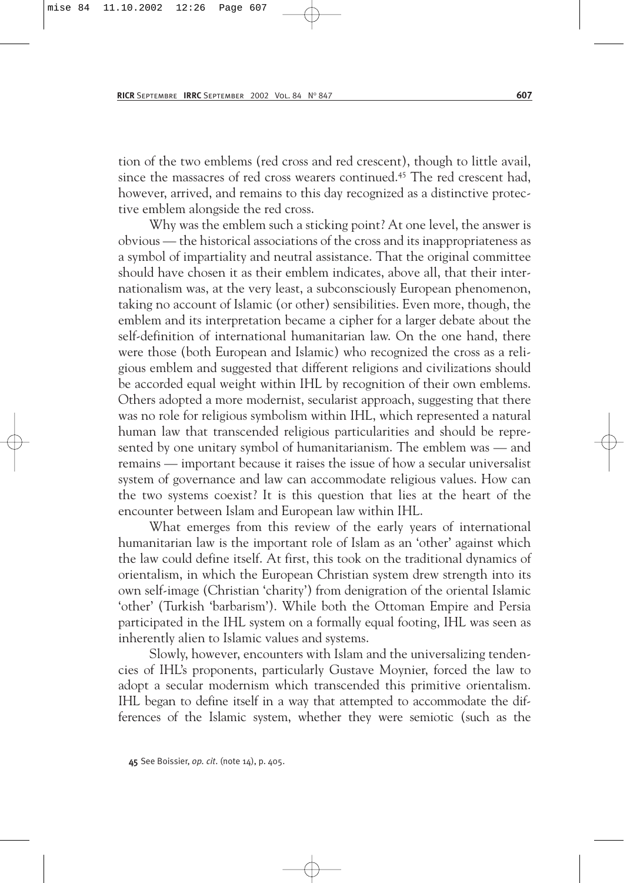tion of the two emblems (red cross and red crescent), though to little avail, since the massacres of red cross wearers continued.[45] The red crescent had, however, arrived, and remains to this day recognized as a distinctive protective emblem alongside the red cross.

Why was the emblem such a sticking point? At one level, the answer is obvious — the historical associations of the cross and its inappropriateness as a symbol of impartiality and neutral assistance. That the original committee should have chosen it as their emblem indicates, above all, that their internationalism was, at the very least, a subconsciously European phenomenon, taking no account of Islamic (or other) sensibilities. Even more, though, the emblem and its interpretation became a cipher for a larger debate about the self-definition of international humanitarian law. On the one hand, there were those (both European and Islamic) who recognized the cross as a religious emblem and suggested that different religions and civilizations should be accorded equal weight within IHL by recognition of their own emblems. Others adopted a more modernist, secularist approach, suggesting that there was no role for religious symbolism within IHL, which represented a natural human law that transcended religious particularities and should be represented by one unitary symbol of humanitarianism. The emblem was — and remains — important because it raises the issue of how a secular universalist system of governance and law can accommodate religious values. How can the two systems coexist? It is this question that lies at the heart of the encounter between Islam and European law within IHL.

What emerges from this review of the early years of international humanitarian law is the important role of Islam as an 'other' against which the law could define itself. At first, this took on the traditional dynamics of orientalism, in which the European Christian system drew strength into its own self-image (Christian 'charity') from denigration of the oriental Islamic 'other' (Turkish 'barbarism'). While both the Ottoman Empire and Persia participated in the IHL system on a formally equal footing, IHL was seen as inherently alien to Islamic values and systems.

Slowly, however, encounters with Islam and the universalizing tendencies of IHL's proponents, particularly Gustave Moynier, forced the law to adopt a secular modernism which transcended this primitive orientalism. IHL began to define itself in a way that attempted to accommodate the differences of the Islamic system, whether they were semiotic (such as the

45 See Boissier, *op. cit.* (note 14), p. 405.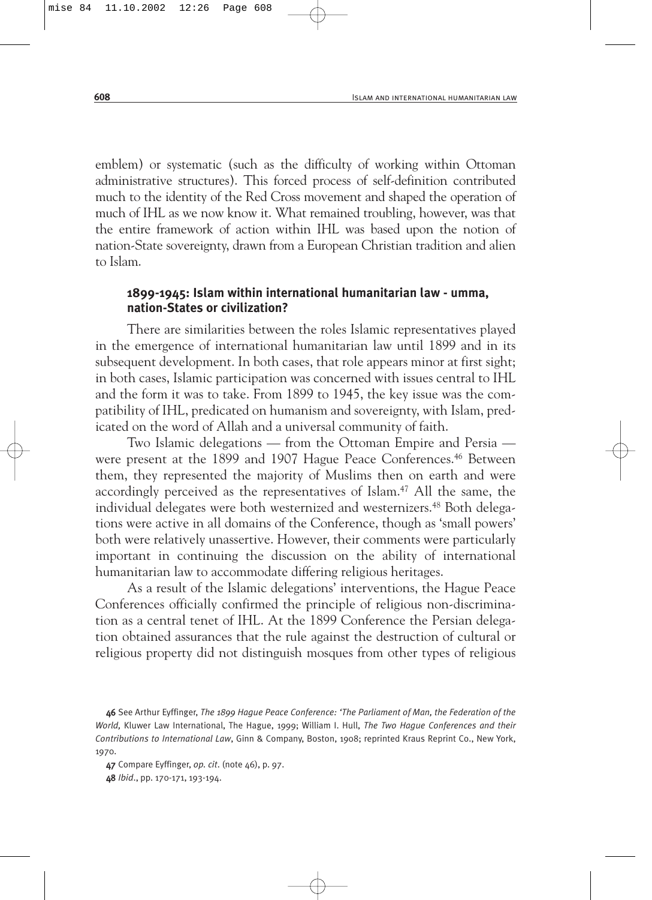emblem) or systematic (such as the difficulty of working within Ottoman administrative structures). This forced process of self-definition contributed much to the identity of the Red Cross movement and shaped the operation of much of IHL as we now know it. What remained troubling, however, was that the entire framework of action within IHL was based upon the notion of nation-State sovereignty, drawn from a European Christian tradition and alien to Islam.

### 1899-1945: Islam within international humanitarian law - umma, nation-States or civilization?

There are similarities between the roles Islamic representatives played in the emergence of international humanitarian law until 1899 and in its subsequent development. In both cases, that role appears minor at first sight; in both cases, Islamic participation was concerned with issues central to IHL and the form it was to take. From 1899 to 1945, the key issue was the compatibility of IHL, predicated on humanism and sovereignty, with Islam, predicated on the word of Allah and a universal community of faith.

Two Islamic delegations — from the Ottoman Empire and Persia — were present at the 1899 and 1907 Hague Peace Conferences.[46] Between them, they represented the majority of Muslims then on earth and were accordingly perceived as the representatives of Islam.[47] All the same, the individual delegates were both westernized and westernizers.[48] Both delegations were active in all domains of the Conference, though as 'small powers' both were relatively unassertive. However, their comments were particularly important in continuing the discussion on the ability of international humanitarian law to accommodate differing religious heritages.

As a result of the Islamic delegations' interventions, the Hague Peace Conferences officially confirmed the principle of religious non-discrimination as a central tenet of IHL. At the 1899 Conference the Persian delegation obtained assurances that the rule against the destruction of cultural or religious property did not distinguish mosques from other types of religious

46 See Arthur Eyffinger, *The 1899 Hague Peace Conference: 'The Parliament of Man, the Federation of the World,* Kluwer Law International, The Hague, 1999; William I. Hull, *The Two Hague Conferences and their Contributions to International Law*, Ginn & Company, Boston, 1908; reprinted Kraus Reprint Co., New York, 1970.

47 Compare Eyffinger, *op. cit*. (note 46), p. 97.

48 *Ibid*., pp. 170-171, 193-194.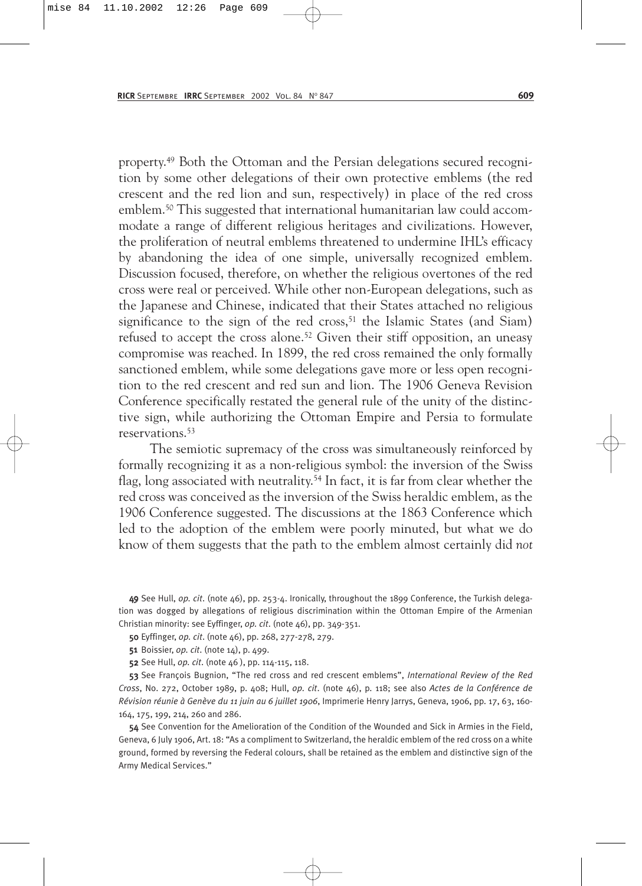property.[49] Both the Ottoman and the Persian delegations secured recognition by some other delegations of their own protective emblems (the red crescent and the red lion and sun, respectively) in place of the red cross emblem.[50] This suggested that international humanitarian law could accommodate a range of different religious heritages and civilizations. However, the proliferation of neutral emblems threatened to undermine IHL's efficacy by abandoning the idea of one simple, universally recognized emblem. Discussion focused, therefore, on whether the religious overtones of the red cross were real or perceived. While other non-European delegations, such as the Japanese and Chinese, indicated that their States attached no religious significance to the sign of the red cross,[51] the Islamic States (and Siam) refused to accept the cross alone.[52] Given their stiff opposition, an uneasy compromise was reached. In 1899, the red cross remained the only formally sanctioned emblem, while some delegations gave more or less open recognition to the red crescent and red sun and lion. The 1906 Geneva Revision Conference specifically restated the general rule of the unity of the distinctive sign, while authorizing the Ottoman Empire and Persia to formulate reservations.[53]

The semiotic supremacy of the cross was simultaneously reinforced by formally recognizing it as a non-religious symbol: the inversion of the Swiss flag, long associated with neutrality.[54] In fact, it is far from clear whether the red cross was conceived as the inversion of the Swiss heraldic emblem, as the 1906 Conference suggested. The discussions at the 1863 Conference which led to the adoption of the emblem were poorly minuted, but what we do know of them suggests that the path to the emblem almost certainly did *not*

**49** See Hull, *op. cit.* (note 46), pp. 253-4. Ironically, throughout the 1899 Conference, the Turkish delegation was dogged by allegations of religious discrimination within the Ottoman Empire of the Armenian Christian minority: see Eyffinger, *op. cit.* (note 46), pp. 349-351.

**50** Eyffinger, *op. cit.* (note 46), pp. 268, 277-278, 279.

**51** Boissier, *op. cit.* (note 14), p. 499.

**52** See Hull, *op. cit.* (note 46 ), pp. 114-115, 118.

**53** See François Bugnion, "The red cross and red crescent emblems", *International Review of the Red Cross*, No. 272, October 1989, p. 408; Hull, *op. cit.* (note 46), p. 118; see also *Actes de la Conférence de Révision réunie à Genève du 11 juin au 6 juillet 1906*, Imprimerie Henry Jarrys, Geneva, 1906, pp. 17, 63, 160-164, 175, 199, 214, 260 and 286.

**54** See Convention for the Amelioration of the Condition of the Wounded and Sick in Armies in the Field, Geneva, 6 July 1906, Art. 18: "As a compliment to Switzerland, the heraldic emblem of the red cross on a white ground, formed by reversing the Federal colours, shall be retained as the emblem and distinctive sign of the Army Medical Services."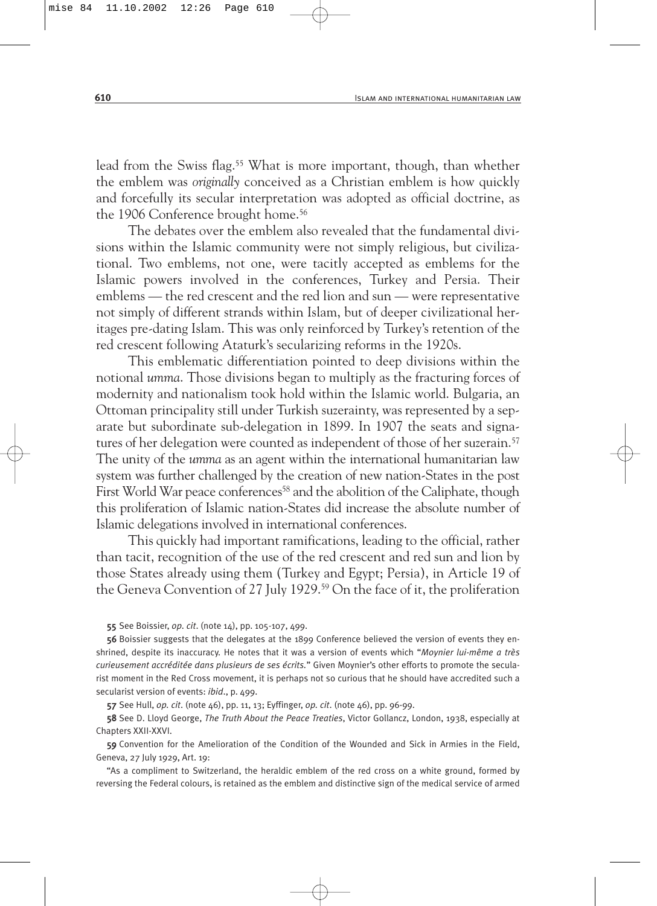lead from the Swiss flag.[55] What is more important, though, than whether the emblem was *originally* conceived as a Christian emblem is how quickly and forcefully its secular interpretation was adopted as official doctrine, as the 1906 Conference brought home.[56]

The debates over the emblem also revealed that the fundamental divisions within the Islamic community were not simply religious, but civilizational. Two emblems, not one, were tacitly accepted as emblems for the Islamic powers involved in the conferences, Turkey and Persia. Their emblems — the red crescent and the red lion and sun — were representative not simply of different strands within Islam, but of deeper civilizational heritages pre-dating Islam. This was only reinforced by Turkey's retention of the red crescent following Ataturk's secularizing reforms in the 1920s.

This emblematic differentiation pointed to deep divisions within the notional *umma*. Those divisions began to multiply as the fracturing forces of modernity and nationalism took hold within the Islamic world. Bulgaria, an Ottoman principality still under Turkish suzerainty, was represented by a separate but subordinate sub-delegation in 1899. In 1907 the seats and signatures of her delegation were counted as independent of those of her suzerain.[57] The unity of the *umma* as an agent within the international humanitarian law system was further challenged by the creation of new nation-States in the post First World War peace conferences[58] and the abolition of the Caliphate, though this proliferation of Islamic nation-States did increase the absolute number of Islamic delegations involved in international conferences.

This quickly had important ramifications, leading to the official, rather than tacit, recognition of the use of the red crescent and red sun and lion by those States already using them (Turkey and Egypt; Persia), in Article 19 of the Geneva Convention of 27 July 1929.[59] On the face of it, the proliferation

55 See Boissier, *op. cit.* (note 14), pp. 105-107, 499.

56 Boissier suggests that the delegates at the 1899 Conference believed the version of events they enshrined, despite its inaccuracy. He notes that it was a version of events which "*Moynier lui-même a très curieusement accréditée dans plusieurs de ses écrits.*" Given Moynier's other efforts to promote the secularist moment in the Red Cross movement, it is perhaps not so curious that he should have accredited such a secularist version of events: *ibid.*, p. 499.

57 See Hull, *op. cit.* (note 46), pp. 11, 13; Eyffinger, *op. cit.* (note 46), pp. 96-99.

58 See D. Lloyd George, *The Truth About the Peace Treaties*, Victor Gollancz, London, 1938, especially at Chapters XXII-XXVI.

59 Convention for the Amelioration of the Condition of the Wounded and Sick in Armies in the Field, Geneva, 27 July 1929, Art. 19:

"As a compliment to Switzerland, the heraldic emblem of the red cross on a white ground, formed by reversing the Federal colours, is retained as the emblem and distinctive sign of the medical service of armed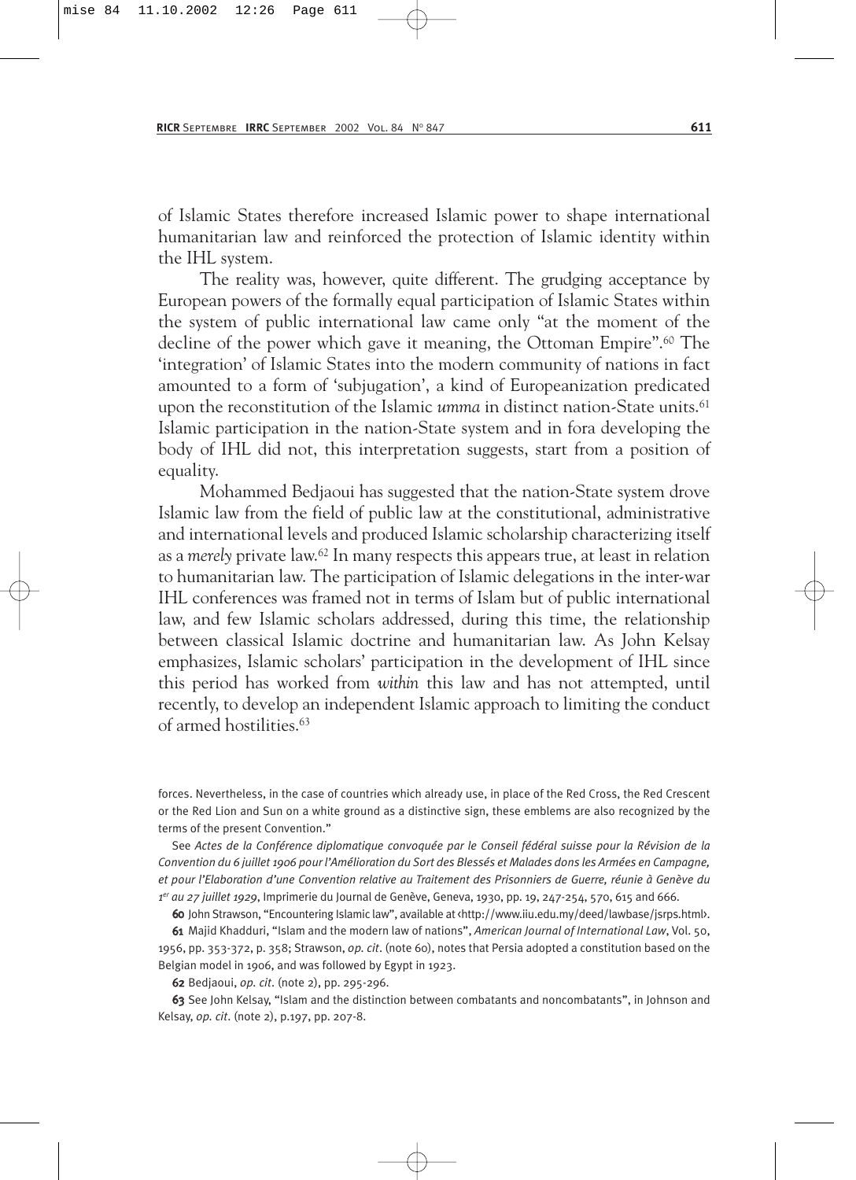of Islamic States therefore increased Islamic power to shape international humanitarian law and reinforced the protection of Islamic identity within the IHL system.

The reality was, however, quite different. The grudging acceptance by European powers of the formally equal participation of Islamic States within the system of public international law came only "at the moment of the decline of the power which gave it meaning, the Ottoman Empire".[60] The 'integration' of Islamic States into the modern community of nations in fact amounted to a form of 'subjugation', a kind of Europeanization predicated upon the reconstitution of the Islamic *umma* in distinct nation-State units.[61] Islamic participation in the nation-State system and in fora developing the body of IHL did not, this interpretation suggests, start from a position of equality.

Mohammed Bedjaoui has suggested that the nation-State system drove Islamic law from the field of public law at the constitutional, administrative and international levels and produced Islamic scholarship characterizing itself as a *merely* private law.[62] In many respects this appears true, at least in relation to humanitarian law. The participation of Islamic delegations in the inter-war IHL conferences was framed not in terms of Islam but of public international law, and few Islamic scholars addressed, during this time, the relationship between classical Islamic doctrine and humanitarian law. As John Kelsay emphasizes, Islamic scholars' participation in the development of IHL since this period has worked from *within* this law and has not attempted, until recently, to develop an independent Islamic approach to limiting the conduct of armed hostilities.[63]

---

forces. Nevertheless, in the case of countries which already use, in place of the Red Cross, the Red Crescent or the Red Lion and Sun on a white ground as a distinctive sign, these emblems are also recognized by the terms of the present Convention."

See *Actes de la Conférence diplomatique convoquée par le Conseil fédéral suisse pour la Révision de la Convention du 6 juillet 1906 pour l'Amélioration du Sort des Blessés et Malades dons les Armées en Campagne, et pour l'Elaboration d'une Convention relative au Traitement des Prisonniers de Guerre, réunie à Genève du 1er au 27 juillet 1929*, Imprimerie du Journal de Genève, Geneva, 1930, pp. 19, 247-254, 570, 615 and 666.

**60** John Strawson, "Encountering Islamic law", available at <http://www.iiu.edu.my/deed/lawbase/jsrps.html>.

**61** Majid Khadduri, "Islam and the modern law of nations", *American Journal of International Law*, Vol. 50, 1956, pp. 353-372, p. 358; Strawson, *op. cit*. (note 60), notes that Persia adopted a constitution based on the Belgian model in 1906, and was followed by Egypt in 1923.

**62** Bedjaoui, *op. cit*. (note 2), pp. 295-296.

**63** See John Kelsay, "Islam and the distinction between combatants and noncombatants", in Johnson and Kelsay, *op. cit*. (note 2), p.197, pp. 207-8.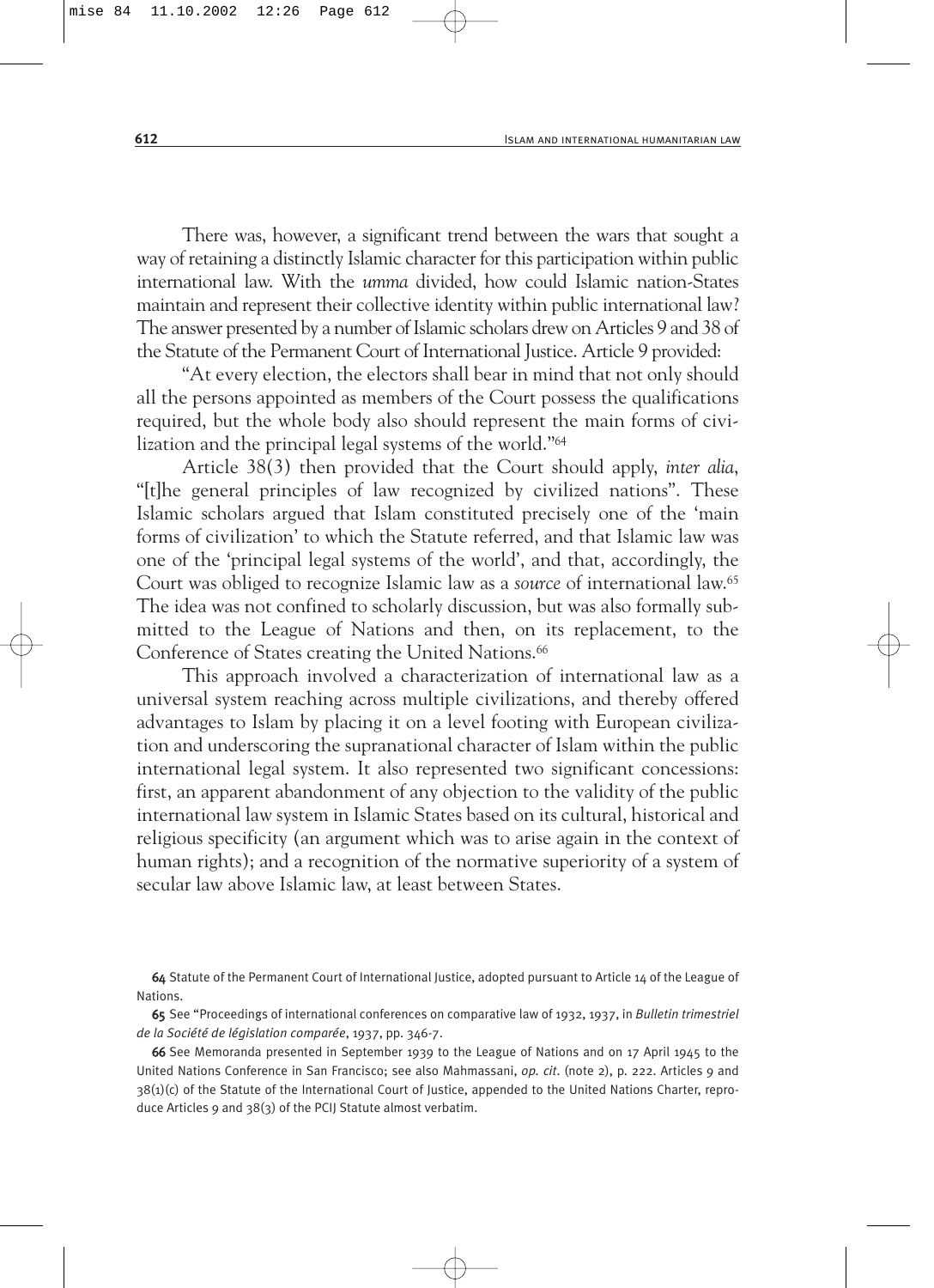There was, however, a significant trend between the wars that sought a way of retaining a distinctly Islamic character for this participation within public international law. With the *umma* divided, how could Islamic nation-States maintain and represent their collective identity within public international law? The answer presented by a number of Islamic scholars drew on Articles 9 and 38 of the Statute of the Permanent Court of International Justice. Article 9 provided:

"At every election, the electors shall bear in mind that not only should all the persons appointed as members of the Court possess the qualifications required, but the whole body also should represent the main forms of civilization and the principal legal systems of the world."[64]

Article 38(3) then provided that the Court should apply, *inter alia*, "[t]he general principles of law recognized by civilized nations". These Islamic scholars argued that Islam constituted precisely one of the 'main forms of civilization' to which the Statute referred, and that Islamic law was one of the 'principal legal systems of the world', and that, accordingly, the Court was obliged to recognize Islamic law as a *source* of international law.[65] The idea was not confined to scholarly discussion, but was also formally submitted to the League of Nations and then, on its replacement, to the Conference of States creating the United Nations.[66]

This approach involved a characterization of international law as a universal system reaching across multiple civilizations, and thereby offered advantages to Islam by placing it on a level footing with European civilization and underscoring the supranational character of Islam within the public international legal system. It also represented two significant concessions: first, an apparent abandonment of any objection to the validity of the public international law system in Islamic States based on its cultural, historical and religious specificity (an argument which was to arise again in the context of human rights); and a recognition of the normative superiority of a system of secular law above Islamic law, at least between States.

---

**64** Statute of the Permanent Court of International Justice, adopted pursuant to Article 14 of the League of Nations.

**65** See "Proceedings of international conferences on comparative law of 1932, 1937, in *Bulletin trimestriel de la Société de législation comparée*, 1937, pp. 346-7.

**66** See Memoranda presented in September 1939 to the League of Nations and on 17 April 1945 to the United Nations Conference in San Francisco; see also Mahmassani, *op. cit.* (note 2), p. 222. Articles 9 and 38(1)(c) of the Statute of the International Court of Justice, appended to the United Nations Charter, reproduce Articles 9 and 38(3) of the PCIJ Statute almost verbatim.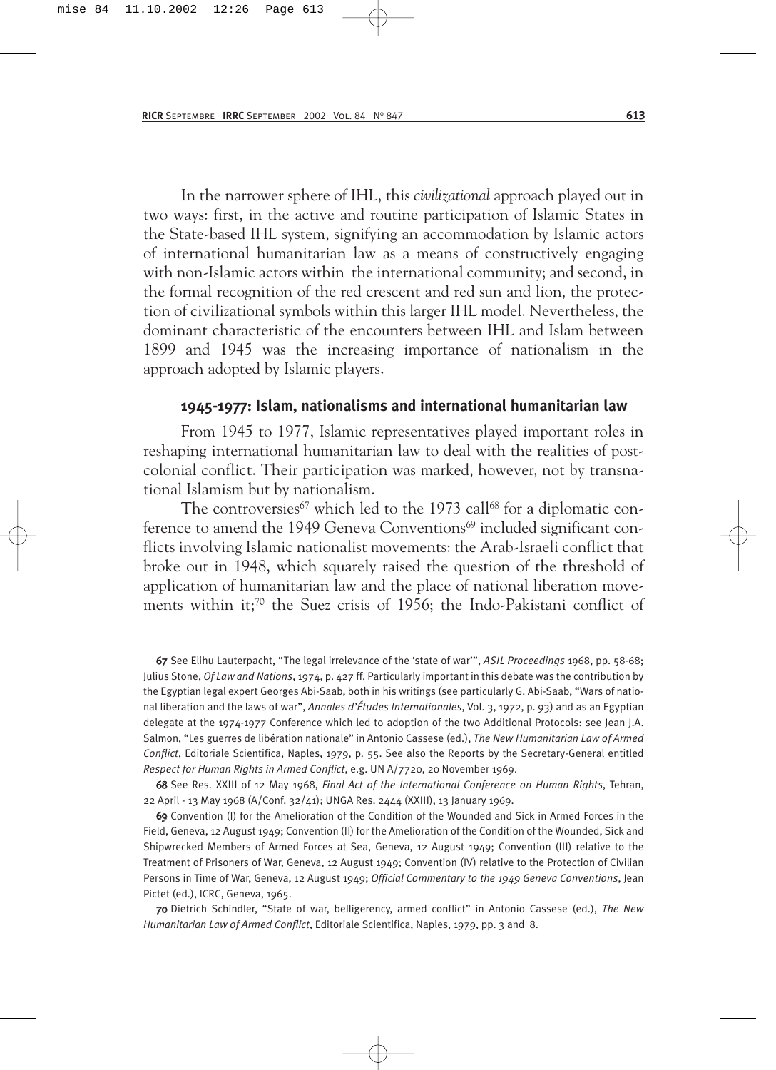In the narrower sphere of IHL, this *civilizational* approach played out in two ways: first, in the active and routine participation of Islamic States in the State-based IHL system, signifying an accommodation by Islamic actors of international humanitarian law as a means of constructively engaging with non-Islamic actors within the international community; and second, in the formal recognition of the red crescent and red sun and lion, the protection of civilizational symbols within this larger IHL model. Nevertheless, the dominant characteristic of the encounters between IHL and Islam between 1899 and 1945 was the increasing importance of nationalism in the approach adopted by Islamic players.

### 1945-1977: Islam, nationalisms and international humanitarian law

From 1945 to 1977, Islamic representatives played important roles in reshaping international humanitarian law to deal with the realities of post-colonial conflict. Their participation was marked, however, not by transnational Islamism but by nationalism.

The controversies[67] which led to the 1973 call[68] for a diplomatic conference to amend the 1949 Geneva Conventions[69] included significant conflicts involving Islamic nationalist movements: the Arab-Israeli conflict that broke out in 1948, which squarely raised the question of the threshold of application of humanitarian law and the place of national liberation movements within it;[70] the Suez crisis of 1956; the Indo-Pakistani conflict of

---

67 See Elihu Lauterpacht, "The legal irrelevance of the 'state of war'", *ASIL Proceedings* 1968, pp. 58-68; Julius Stone, *Of Law and Nations*, 1974, p. 427 ff. Particularly important in this debate was the contribution by the Egyptian legal expert Georges Abi-Saab, both in his writings (see particularly G. Abi-Saab, "Wars of national liberation and the laws of war", *Annales d'Études Internationales*, Vol. 3, 1972, p. 93) and as an Egyptian delegate at the 1974-1977 Conference which led to adoption of the two Additional Protocols: see Jean J.A. Salmon, "Les guerres de libération nationale" in Antonio Cassese (ed.), *The New Humanitarian Law of Armed Conflict*, Editoriale Scientifica, Naples, 1979, p. 55. See also the Reports by the Secretary-General entitled *Respect for Human Rights in Armed Conflict*, e.g. UN A/7720, 20 November 1969.

68 See Res. XXIII of 12 May 1968, *Final Act of the International Conference on Human Rights*, Tehran, 22 April - 13 May 1968 (A/Conf. 32/41); UNGA Res. 2444 (XXIII), 13 January 1969.

69 Convention (I) for the Amelioration of the Condition of the Wounded and Sick in Armed Forces in the Field, Geneva, 12 August 1949; Convention (II) for the Amelioration of the Condition of the Wounded, Sick and Shipwrecked Members of Armed Forces at Sea, Geneva, 12 August 1949; Convention (III) relative to the Treatment of Prisoners of War, Geneva, 12 August 1949; Convention (IV) relative to the Protection of Civilian Persons in Time of War, Geneva, 12 August 1949; *Official Commentary to the 1949 Geneva Conventions*, Jean Pictet (ed.), ICRC, Geneva, 1965.

70 Dietrich Schindler, "State of war, belligerency, armed conflict" in Antonio Cassese (ed.), *The New Humanitarian Law of Armed Conflict*, Editoriale Scientifica, Naples, 1979, pp. 3 and 8.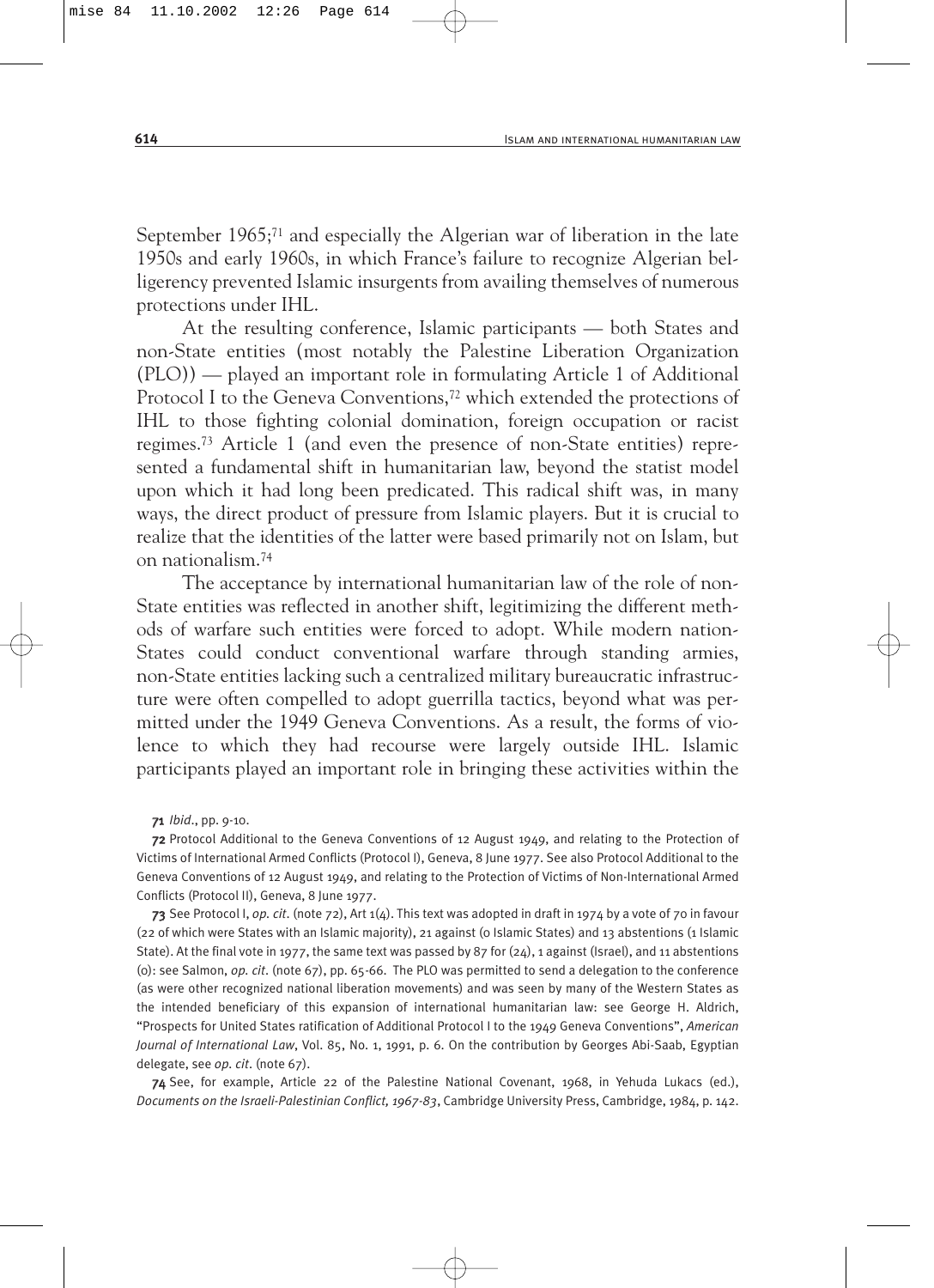September 1965;[71] and especially the Algerian war of liberation in the late 1950s and early 1960s, in which France's failure to recognize Algerian belligerency prevented Islamic insurgents from availing themselves of numerous protections under IHL.

At the resulting conference, Islamic participants — both States and non-State entities (most notably the Palestine Liberation Organization (PLO)) — played an important role in formulating Article 1 of Additional Protocol I to the Geneva Conventions,[72] which extended the protections of IHL to those fighting colonial domination, foreign occupation or racist regimes.[73] Article 1 (and even the presence of non-State entities) represented a fundamental shift in humanitarian law, beyond the statist model upon which it had long been predicated. This radical shift was, in many ways, the direct product of pressure from Islamic players. But it is crucial to realize that the identities of the latter were based primarily not on Islam, but on nationalism.[74]

The acceptance by international humanitarian law of the role of non-State entities was reflected in another shift, legitimizing the different methods of warfare such entities were forced to adopt. While modern nation-States could conduct conventional warfare through standing armies, non-State entities lacking such a centralized military bureaucratic infrastructure were often compelled to adopt guerrilla tactics, beyond what was permitted under the 1949 Geneva Conventions. As a result, the forms of violence to which they had recourse were largely outside IHL. Islamic participants played an important role in bringing these activities within the

**71** *Ibid*., pp. 9-10.

**72** Protocol Additional to the Geneva Conventions of 12 August 1949, and relating to the Protection of Victims of International Armed Conflicts (Protocol I), Geneva, 8 June 1977. See also Protocol Additional to the Geneva Conventions of 12 August 1949, and relating to the Protection of Victims of Non-International Armed Conflicts (Protocol II), Geneva, 8 June 1977.

**73** See Protocol I, *op. cit.* (note 72), Art 1(4). This text was adopted in draft in 1974 by a vote of 70 in favour (22 of which were States with an Islamic majority), 21 against (0 Islamic States) and 13 abstentions (1 Islamic State). At the final vote in 1977, the same text was passed by 87 for (24), 1 against (Israel), and 11 abstentions (0): see Salmon, *op. cit.* (note 67), pp. 65-66. The PLO was permitted to send a delegation to the conference (as were other recognized national liberation movements) and was seen by many of the Western States as the intended beneficiary of this expansion of international humanitarian law: see George H. Aldrich, "Prospects for United States ratification of Additional Protocol I to the 1949 Geneva Conventions", *American Journal of International Law*, Vol. 85, No. 1, 1991, p. 6. On the contribution by Georges Abi-Saab, Egyptian delegate, see *op. cit.* (note 67).

**74** See, for example, Article 22 of the Palestine National Covenant, 1968, in Yehuda Lukacs (ed.), *Documents on the Israeli-Palestinian Conflict, 1967-83*, Cambridge University Press, Cambridge, 1984, p. 142.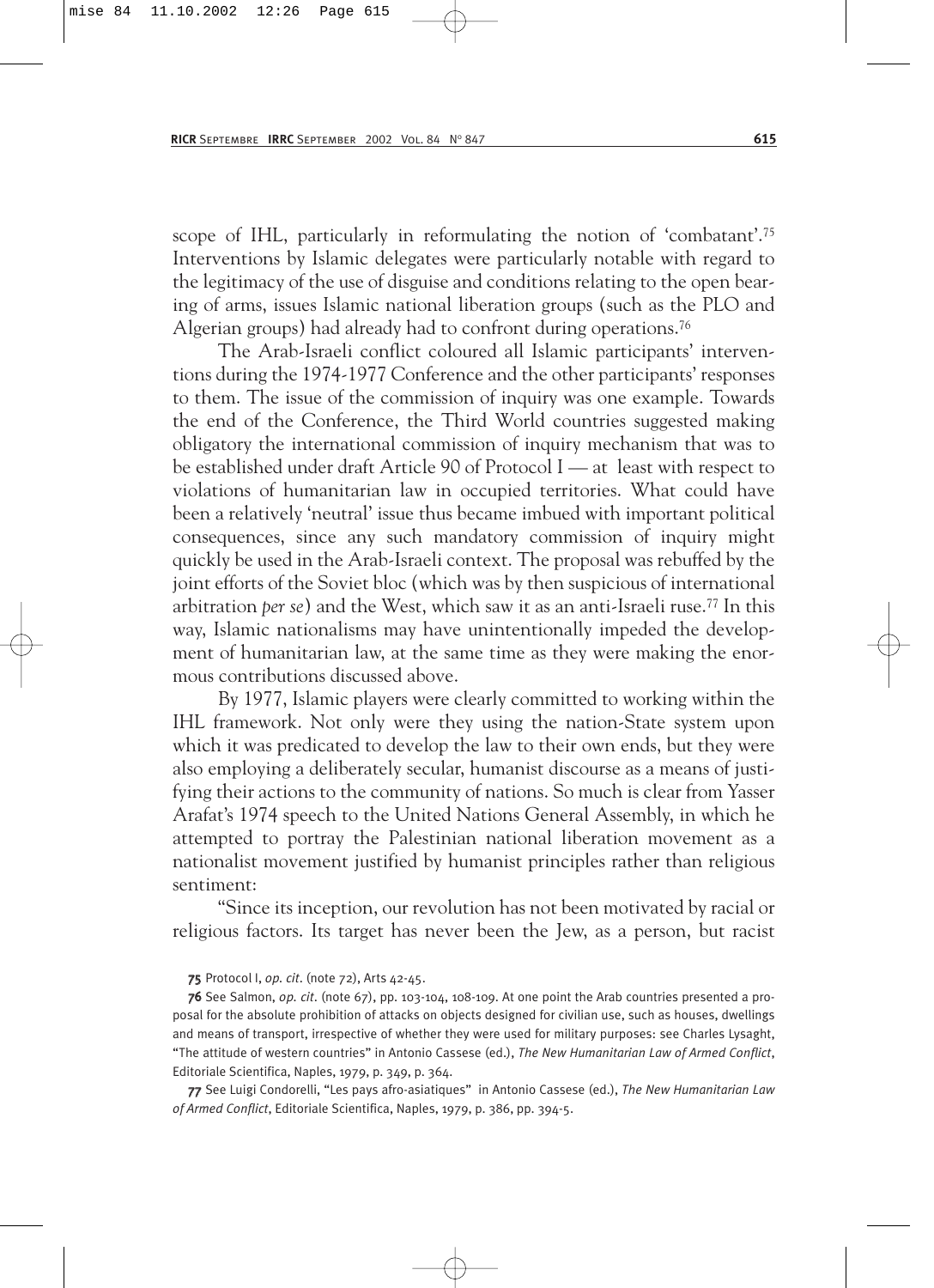scope of IHL, particularly in reformulating the notion of 'combatant'.[75] Interventions by Islamic delegates were particularly notable with regard to the legitimacy of the use of disguise and conditions relating to the open bearing of arms, issues Islamic national liberation groups (such as the PLO and Algerian groups) had already had to confront during operations.[76]

The Arab-Israeli conflict coloured all Islamic participants' interventions during the 1974-1977 Conference and the other participants' responses to them. The issue of the commission of inquiry was one example. Towards the end of the Conference, the Third World countries suggested making obligatory the international commission of inquiry mechanism that was to be established under draft Article 90 of Protocol I — at least with respect to violations of humanitarian law in occupied territories. What could have been a relatively 'neutral' issue thus became imbued with important political consequences, since any such mandatory commission of inquiry might quickly be used in the Arab-Israeli context. The proposal was rebuffed by the joint efforts of the Soviet bloc (which was by then suspicious of international arbitration *per se*) and the West, which saw it as an anti-Israeli ruse.[77] In this way, Islamic nationalisms may have unintentionally impeded the development of humanitarian law, at the same time as they were making the enormous contributions discussed above.

By 1977, Islamic players were clearly committed to working within the IHL framework. Not only were they using the nation-State system upon which it was predicated to develop the law to their own ends, but they were also employing a deliberately secular, humanist discourse as a means of justifying their actions to the community of nations. So much is clear from Yasser Arafat's 1974 speech to the United Nations General Assembly, in which he attempted to portray the Palestinian national liberation movement as a nationalist movement justified by humanist principles rather than religious sentiment:

"Since its inception, our revolution has not been motivated by racial or religious factors. Its target has never been the Jew, as a person, but racist

**75** Protocol I, *op. cit.* (note 72), Arts 42-45.

**76** See Salmon, *op. cit.* (note 67), pp. 103-104, 108-109. At one point the Arab countries presented a proposal for the absolute prohibition of attacks on objects designed for civilian use, such as houses, dwellings and means of transport, irrespective of whether they were used for military purposes: see Charles Lysaght, "The attitude of western countries" in Antonio Cassese (ed.), *The New Humanitarian Law of Armed Conflict*, Editoriale Scientifica, Naples, 1979, p. 349, p. 364.

**77** See Luigi Condorelli, "Les pays afro-asiatiques" in Antonio Cassese (ed.), *The New Humanitarian Law of Armed Conflict*, Editoriale Scientifica, Naples, 1979, p. 386, pp. 394-5.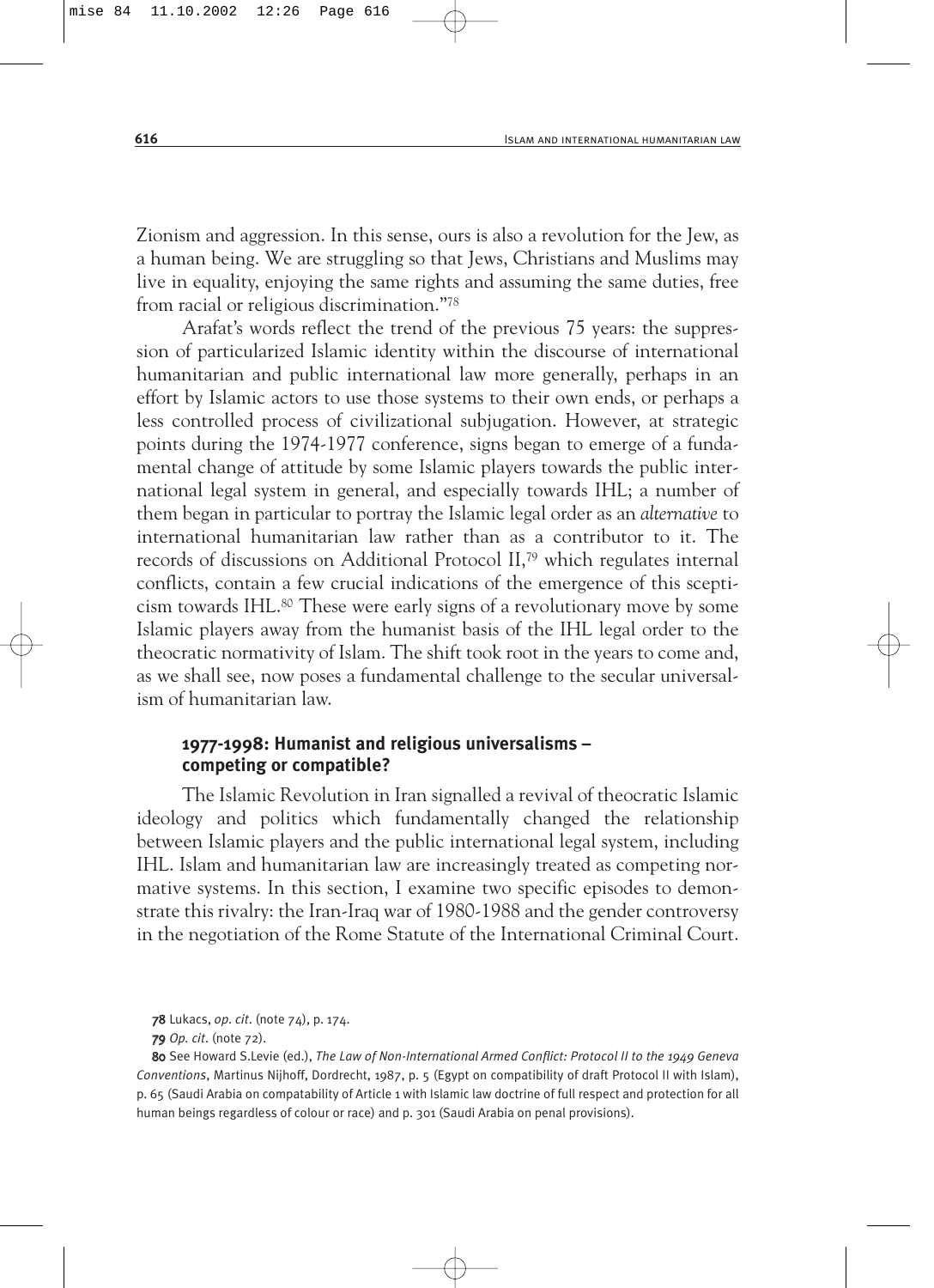Zionism and aggression. In this sense, ours is also a revolution for the Jew, as a human being. We are struggling so that Jews, Christians and Muslims may live in equality, enjoying the same rights and assuming the same duties, free from racial or religious discrimination."[78]

Arafat's words reflect the trend of the previous 75 years: the suppression of particularized Islamic identity within the discourse of international humanitarian and public international law more generally, perhaps in an effort by Islamic actors to use those systems to their own ends, or perhaps a less controlled process of civilizational subjugation. However, at strategic points during the 1974-1977 conference, signs began to emerge of a fundamental change of attitude by some Islamic players towards the public international legal system in general, and especially towards IHL; a number of them began in particular to portray the Islamic legal order as an *alternative* to international humanitarian law rather than as a contributor to it. The records of discussions on Additional Protocol II,[79] which regulates internal conflicts, contain a few crucial indications of the emergence of this scepticism towards IHL.[80] These were early signs of a revolutionary move by some Islamic players away from the humanist basis of the IHL legal order to the theocratic normativity of Islam. The shift took root in the years to come and, as we shall see, now poses a fundamental challenge to the secular universalism of humanitarian law.

### 1977-1998: Humanist and religious universalisms – competing or compatible?

The Islamic Revolution in Iran signalled a revival of theocratic Islamic ideology and politics which fundamentally changed the relationship between Islamic players and the public international legal system, including IHL. Islam and humanitarian law are increasingly treated as competing normative systems. In this section, I examine two specific episodes to demonstrate this rivalry: the Iran-Iraq war of 1980-1988 and the gender controversy in the negotiation of the Rome Statute of the International Criminal Court.

---

**78** Lukacs, *op. cit.* (note 74), p. 174.

**79** *Op. cit.* (note 72).

**80** See Howard S.Levie (ed.), *The Law of Non-International Armed Conflict: Protocol II to the 1949 Geneva Conventions*, Martinus Nijhoff, Dordrecht, 1987, p. 5 (Egypt on compatibility of draft Protocol II with Islam), p. 65 (Saudi Arabia on compatability of Article 1 with Islamic law doctrine of full respect and protection for all human beings regardless of colour or race) and p. 301 (Saudi Arabia on penal provisions).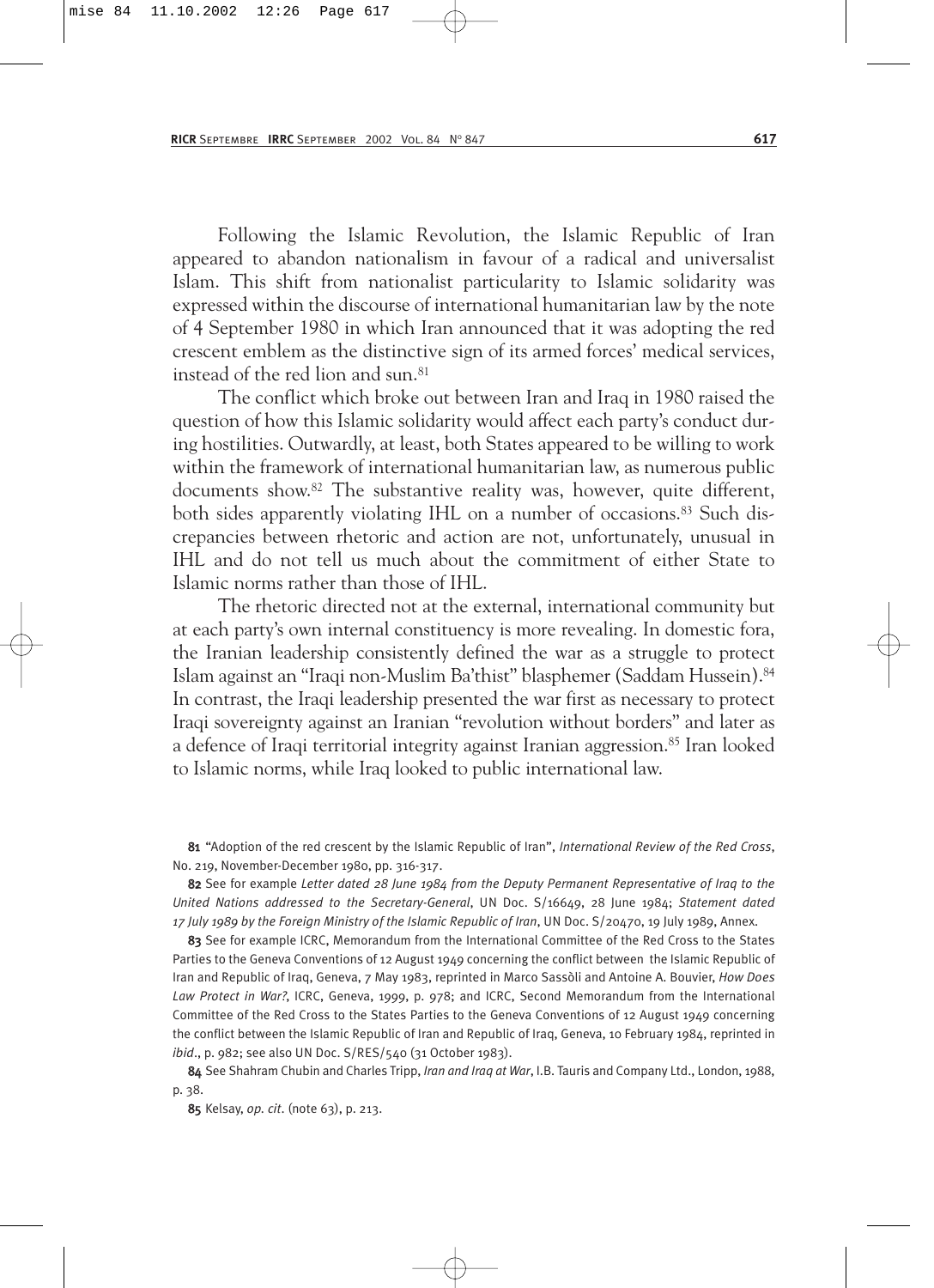Following the Islamic Revolution, the Islamic Republic of Iran appeared to abandon nationalism in favour of a radical and universalist Islam. This shift from nationalist particularity to Islamic solidarity was expressed within the discourse of international humanitarian law by the note of 4 September 1980 in which Iran announced that it was adopting the red crescent emblem as the distinctive sign of its armed forces' medical services, instead of the red lion and sun.[81]

The conflict which broke out between Iran and Iraq in 1980 raised the question of how this Islamic solidarity would affect each party's conduct during hostilities. Outwardly, at least, both States appeared to be willing to work within the framework of international humanitarian law, as numerous public documents show.[82] The substantive reality was, however, quite different, both sides apparently violating IHL on a number of occasions.[83] Such discrepancies between rhetoric and action are not, unfortunately, unusual in IHL and do not tell us much about the commitment of either State to Islamic norms rather than those of IHL.

The rhetoric directed not at the external, international community but at each party's own internal constituency is more revealing. In domestic fora, the Iranian leadership consistently defined the war as a struggle to protect Islam against an "Iraqi non-Muslim Ba'thist" blasphemer (Saddam Hussein).[84] In contrast, the Iraqi leadership presented the war first as necessary to protect Iraqi sovereignty against an Iranian "revolution without borders" and later as a defence of Iraqi territorial integrity against Iranian aggression.[85] Iran looked to Islamic norms, while Iraq looked to public international law.

**81** "Adoption of the red crescent by the Islamic Republic of Iran", *International Review of the Red Cross*, No. 219, November-December 1980, pp. 316-317.

**82** See for example *Letter dated 28 June 1984 from the Deputy Permanent Representative of Iraq to the United Nations addressed to the Secretary-General*, UN Doc. S/16649, 28 June 1984; *Statement dated 17 July 1989 by the Foreign Ministry of the Islamic Republic of Iran*, UN Doc. S/20470, 19 July 1989, Annex.

**83** See for example ICRC, Memorandum from the International Committee of the Red Cross to the States Parties to the Geneva Conventions of 12 August 1949 concerning the conflict between the Islamic Republic of Iran and Republic of Iraq, Geneva, 7 May 1983, reprinted in Marco Sassòli and Antoine A. Bouvier, *How Does Law Protect in War?*, ICRC, Geneva, 1999, p. 978; and ICRC, Second Memorandum from the International Committee of the Red Cross to the States Parties to the Geneva Conventions of 12 August 1949 concerning the conflict between the Islamic Republic of Iran and Republic of Iraq, Geneva, 10 February 1984, reprinted in *ibid*., p. 982; see also UN Doc. S/RES/540 (31 October 1983).

**84** See Shahram Chubin and Charles Tripp, *Iran and Iraq at War*, I.B. Tauris and Company Ltd., London, 1988, p. 38.

**85** Kelsay, *op. cit.* (note 63), p. 213.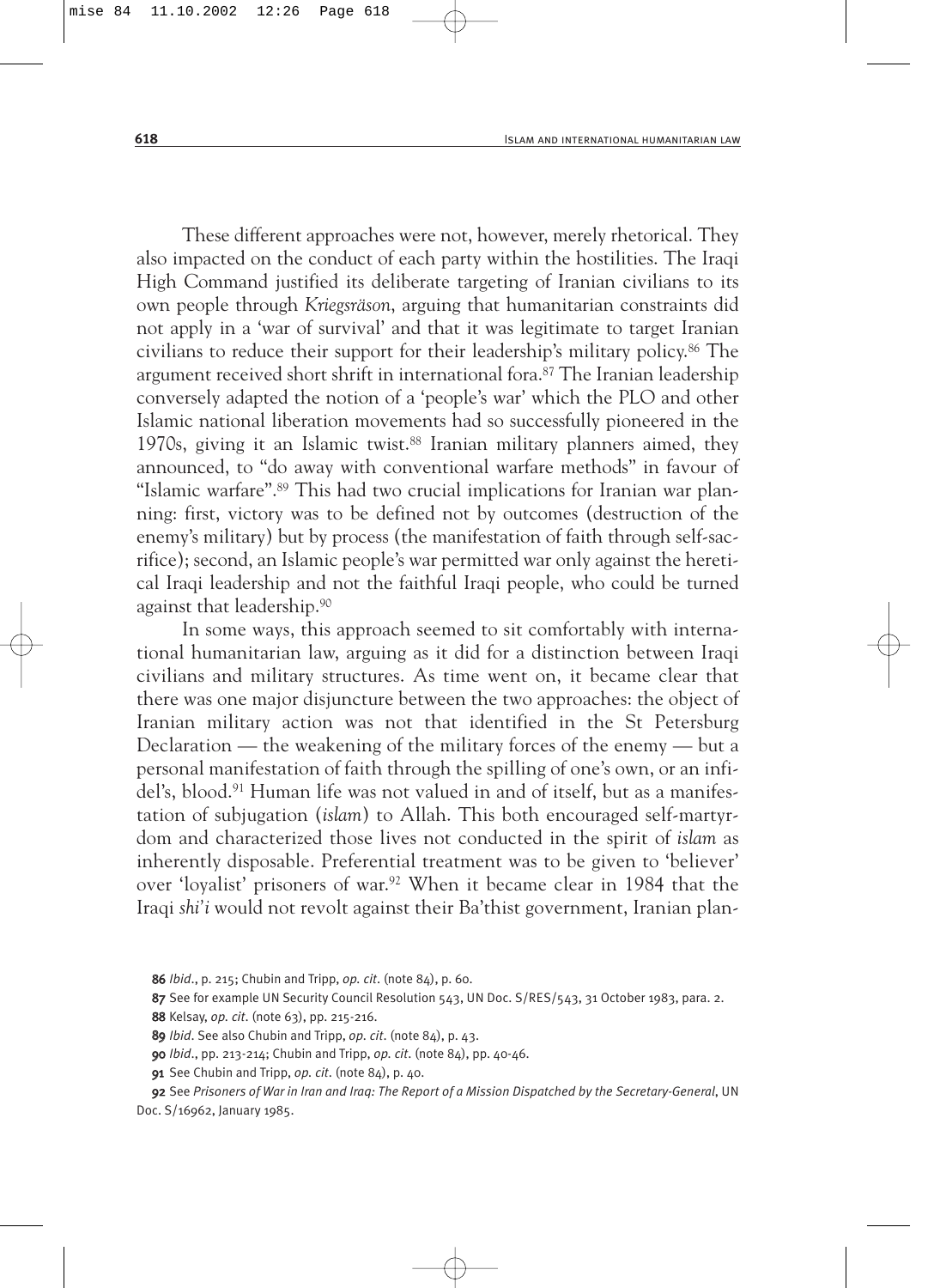These different approaches were not, however, merely rhetorical. They also impacted on the conduct of each party within the hostilities. The Iraqi High Command justified its deliberate targeting of Iranian civilians to its own people through *Kriegsräson*, arguing that humanitarian constraints did not apply in a 'war of survival' and that it was legitimate to target Iranian civilians to reduce their support for their leadership's military policy.[86] The argument received short shrift in international fora.[87] The Iranian leadership conversely adapted the notion of a 'people's war' which the PLO and other Islamic national liberation movements had so successfully pioneered in the 1970s, giving it an Islamic twist.[88] Iranian military planners aimed, they announced, to "do away with conventional warfare methods" in favour of "Islamic warfare".[89] This had two crucial implications for Iranian war planning: first, victory was to be defined not by outcomes (destruction of the enemy's military) but by process (the manifestation of faith through self-sacrifice); second, an Islamic people's war permitted war only against the heretical Iraqi leadership and not the faithful Iraqi people, who could be turned against that leadership.[90]

In some ways, this approach seemed to sit comfortably with international humanitarian law, arguing as it did for a distinction between Iraqi civilians and military structures. As time went on, it became clear that there was one major disjuncture between the two approaches: the object of Iranian military action was not that identified in the St Petersburg Declaration — the weakening of the military forces of the enemy — but a personal manifestation of faith through the spilling of one's own, or an infidel's, blood.[91] Human life was not valued in and of itself, but as a manifestation of subjugation (*islam*) to Allah. This both encouraged self-martyrdom and characterized those lives not conducted in the spirit of *islam* as inherently disposable. Preferential treatment was to be given to 'believer' over 'loyalist' prisoners of war.[92] When it became clear in 1984 that the Iraqi *shi'i* would not revolt against their Ba'thist government, Iranian plan-

86 *Ibid*., p. 215; Chubin and Tripp, *op. cit.* (note 84), p. 60.

87 See for example UN Security Council Resolution 543, UN Doc. S/RES/543, 31 October 1983, para. 2.

88 Kelsay, *op. cit.* (note 63), pp. 215-216.

89 *Ibid*. See also Chubin and Tripp, *op. cit.* (note 84), p. 43.

90 *Ibid*., pp. 213-214; Chubin and Tripp, *op. cit.* (note 84), pp. 40-46.

91 See Chubin and Tripp, *op. cit.* (note 84), p. 40.

92 See *Prisoners of War in Iran and Iraq: The Report of a Mission Dispatched by the Secretary-General*, UN Doc. S/16962, January 1985.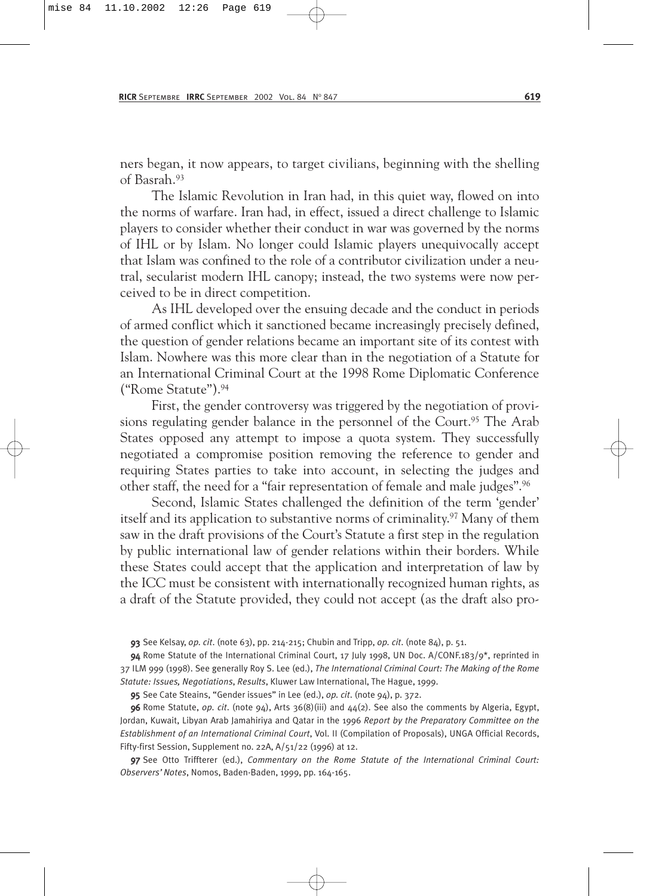ners began, it now appears, to target civilians, beginning with the shelling of Basrah.[93]

The Islamic Revolution in Iran had, in this quiet way, flowed on into the norms of warfare. Iran had, in effect, issued a direct challenge to Islamic players to consider whether their conduct in war was governed by the norms of IHL or by Islam. No longer could Islamic players unequivocally accept that Islam was confined to the role of a contributor civilization under a neutral, secularist modern IHL canopy; instead, the two systems were now perceived to be in direct competition.

As IHL developed over the ensuing decade and the conduct in periods of armed conflict which it sanctioned became increasingly precisely defined, the question of gender relations became an important site of its contest with Islam. Nowhere was this more clear than in the negotiation of a Statute for an International Criminal Court at the 1998 Rome Diplomatic Conference ("Rome Statute").[94]

First, the gender controversy was triggered by the negotiation of provisions regulating gender balance in the personnel of the Court.[95] The Arab States opposed any attempt to impose a quota system. They successfully negotiated a compromise position removing the reference to gender and requiring States parties to take into account, in selecting the judges and other staff, the need for a "fair representation of female and male judges".[96]

Second, Islamic States challenged the definition of the term 'gender' itself and its application to substantive norms of criminality.[97] Many of them saw in the draft provisions of the Court's Statute a first step in the regulation by public international law of gender relations within their borders. While these States could accept that the application and interpretation of law by the ICC must be consistent with internationally recognized human rights, as a draft of the Statute provided, they could not accept (as the draft also pro-

---

**93** See Kelsay, *op. cit.* (note 63), pp. 214-215; Chubin and Tripp, *op. cit.* (note 84), p. 51.

**94** Rome Statute of the International Criminal Court, 17 July 1998, UN Doc. A/CONF.183/9*, reprinted in 37 ILM 999 (1998). See generally Roy S. Lee (ed.), *The International Criminal Court: The Making of the Rome Statute: Issues, Negotiations, Results*, Kluwer Law International, The Hague, 1999.

**95** See Cate Steains, "Gender issues" in Lee (ed.), *op. cit.* (note 94), p. 372.

**96** Rome Statute, *op. cit.* (note 94), Arts 36(8)(iii) and 44(2). See also the comments by Algeria, Egypt, Jordan, Kuwait, Libyan Arab Jamahiriya and Qatar in the 1996 *Report by the Preparatory Committee on the Establishment of an International Criminal Court*, Vol. II (Compilation of Proposals), UNGA Official Records, Fifty-first Session, Supplement no. 22A, A/51/22 (1996) at 12.

**97** See Otto Triffterer (ed.), *Commentary on the Rome Statute of the International Criminal Court: Observers' Notes*, Nomos, Baden-Baden, 1999, pp. 164-165.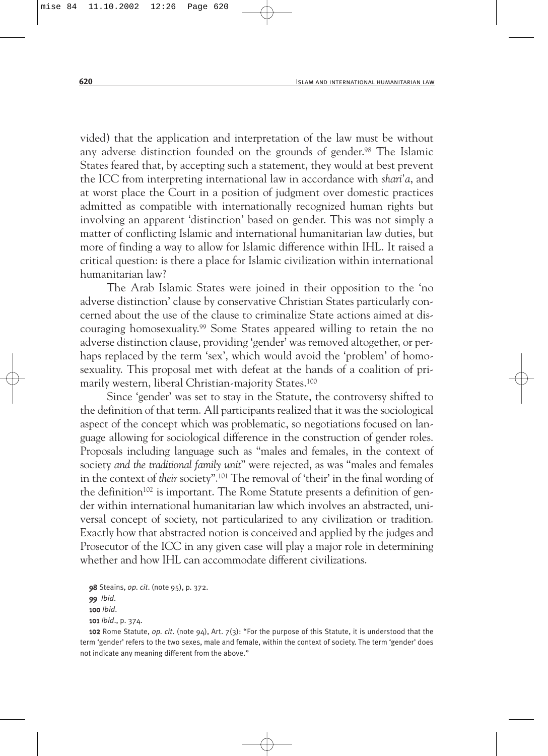vided) that the application and interpretation of the law must be without any adverse distinction founded on the grounds of gender.[98] The Islamic States feared that, by accepting such a statement, they would at best prevent the ICC from interpreting international law in accordance with *shari'a*, and at worst place the Court in a position of judgment over domestic practices admitted as compatible with internationally recognized human rights but involving an apparent 'distinction' based on gender. This was not simply a matter of conflicting Islamic and international humanitarian law duties, but more of finding a way to allow for Islamic difference within IHL. It raised a critical question: is there a place for Islamic civilization within international humanitarian law?

The Arab Islamic States were joined in their opposition to the 'no adverse distinction' clause by conservative Christian States particularly concerned about the use of the clause to criminalize State actions aimed at discouraging homosexuality.[99] Some States appeared willing to retain the no adverse distinction clause, providing 'gender' was removed altogether, or perhaps replaced by the term 'sex', which would avoid the 'problem' of homosexuality. This proposal met with defeat at the hands of a coalition of primarily western, liberal Christian-majority States.[100]

Since 'gender' was set to stay in the Statute, the controversy shifted to the definition of that term. All participants realized that it was the sociological aspect of the concept which was problematic, so negotiations focused on language allowing for sociological difference in the construction of gender roles. Proposals including language such as "males and females, in the context of society *and the traditional family unit*" were rejected, as was "males and females in the context of *their* society".[101] The removal of 'their' in the final wording of the definition[102] is important. The Rome Statute presents a definition of gender within international humanitarian law which involves an abstracted, universal concept of society, not particularized to any civilization or tradition. Exactly how that abstracted notion is conceived and applied by the judges and Prosecutor of the ICC in any given case will play a major role in determining whether and how IHL can accommodate different civilizations.

**98** Steains, *op. cit.* (note 95), p. 372.

**99** *Ibid.*

**100** *Ibid.*

**101** *Ibid.*, p. 374.

**102** Rome Statute, *op. cit.* (note 94), Art. 7(3): "For the purpose of this Statute, it is understood that the term 'gender' refers to the two sexes, male and female, within the context of society. The term 'gender' does not indicate any meaning different from the above."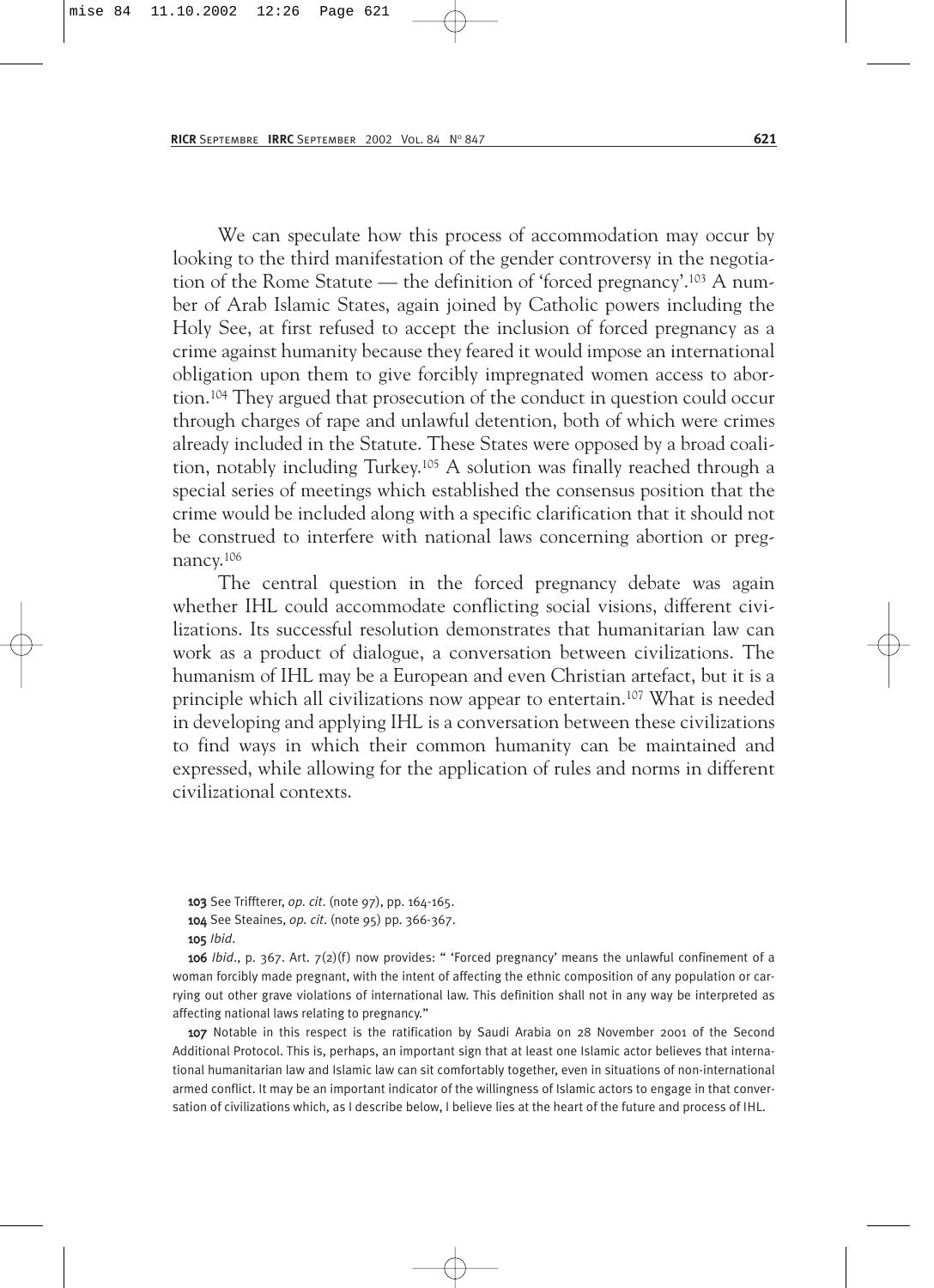We can speculate how this process of accommodation may occur by looking to the third manifestation of the gender controversy in the negotiation of the Rome Statute — the definition of 'forced pregnancy'.[103] A number of Arab Islamic States, again joined by Catholic powers including the Holy See, at first refused to accept the inclusion of forced pregnancy as a crime against humanity because they feared it would impose an international obligation upon them to give forcibly impregnated women access to abortion.[104] They argued that prosecution of the conduct in question could occur through charges of rape and unlawful detention, both of which were crimes already included in the Statute. These States were opposed by a broad coalition, notably including Turkey.[105] A solution was finally reached through a special series of meetings which established the consensus position that the crime would be included along with a specific clarification that it should not be construed to interfere with national laws concerning abortion or pregnancy.[106]

The central question in the forced pregnancy debate was again whether IHL could accommodate conflicting social visions, different civilizations. Its successful resolution demonstrates that humanitarian law can work as a product of dialogue, a conversation between civilizations. The humanism of IHL may be a European and even Christian artefact, but it is a principle which all civilizations now appear to entertain.[107] What is needed in developing and applying IHL is a conversation between these civilizations to find ways in which their common humanity can be maintained and expressed, while allowing for the application of rules and norms in different civilizational contexts.

**103** See Triffterer, *op. cit.* (note 97), pp. 164-165.

**104** See Steaines, *op. cit.* (note 95) pp. 366-367.

**105** *Ibid.*

**106** *Ibid.*, p. 367. Art. 7(2)(f) now provides: " 'Forced pregnancy' means the unlawful confinement of a woman forcibly made pregnant, with the intent of affecting the ethnic composition of any population or carrying out other grave violations of international law. This definition shall not in any way be interpreted as affecting national laws relating to pregnancy."

**107** Notable in this respect is the ratification by Saudi Arabia on 28 November 2001 of the Second Additional Protocol. This is, perhaps, an important sign that at least one Islamic actor believes that international humanitarian law and Islamic law can sit comfortably together, even in situations of non-international armed conflict. It may be an important indicator of the willingness of Islamic actors to engage in that conversation of civilizations which, as I describe below, I believe lies at the heart of the future and process of IHL.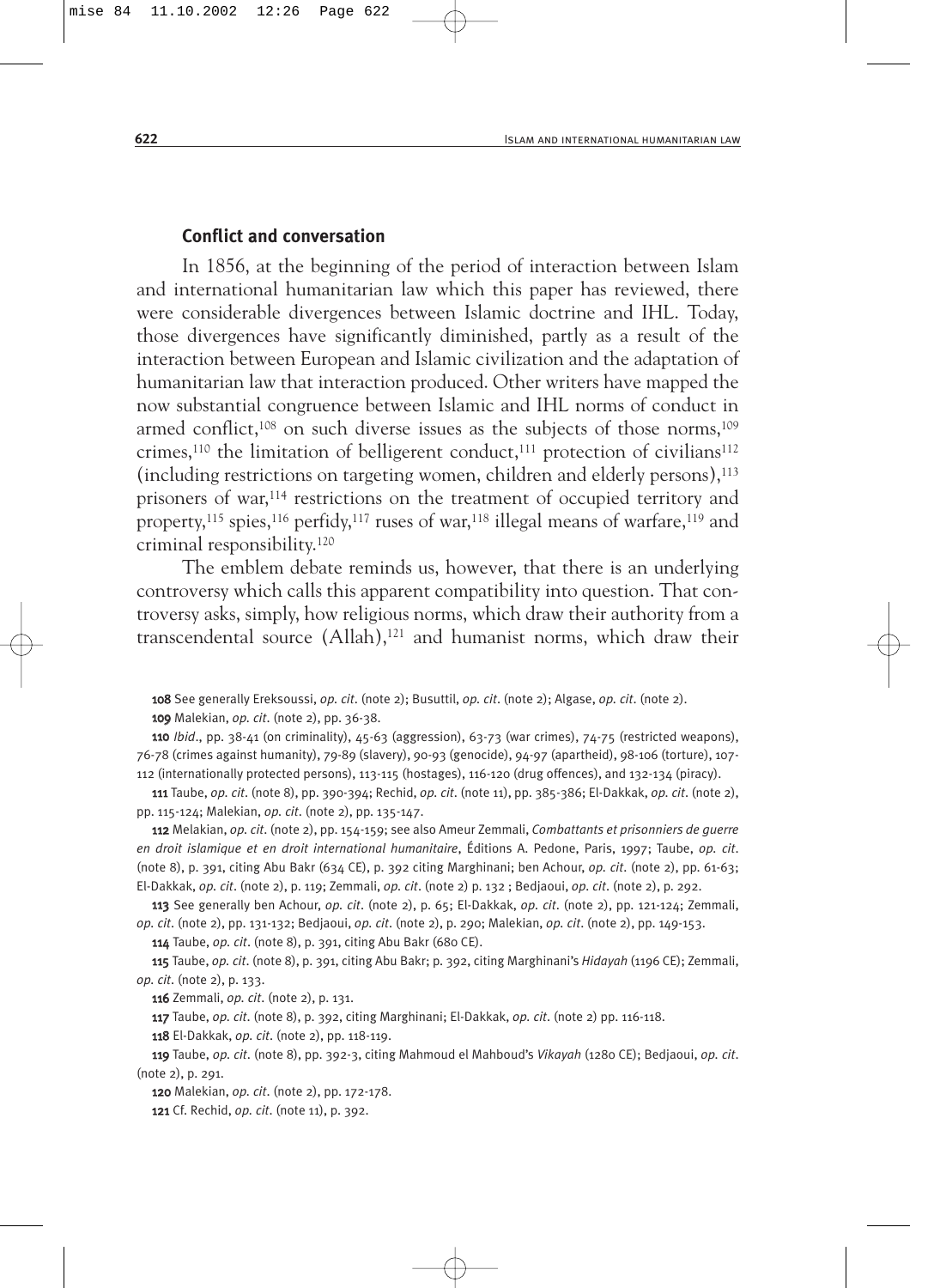## Conflict and conversation

In 1856, at the beginning of the period of interaction between Islam and international humanitarian law which this paper has reviewed, there were considerable divergences between Islamic doctrine and IHL. Today, those divergences have significantly diminished, partly as a result of the interaction between European and Islamic civilization and the adaptation of humanitarian law that interaction produced. Other writers have mapped the now substantial congruence between Islamic and IHL norms of conduct in armed conflict,[108] on such diverse issues as the subjects of those norms,[109] crimes,[110] the limitation of belligerent conduct,[111] protection of civilians[112] (including restrictions on targeting women, children and elderly persons),[113] prisoners of war,[114] restrictions on the treatment of occupied territory and property,[115] spies,[116] perfidy,[117] ruses of war,[118] illegal means of warfare,[119] and criminal responsibility.[120]

The emblem debate reminds us, however, that there is an underlying controversy which calls this apparent compatibility into question. That controversy asks, simply, how religious norms, which draw their authority from a transcendental source (Allah),[121] and humanist norms, which draw their

**108** See generally Ereksoussi, *op. cit.* (note 2); Busuttil, *op. cit.* (note 2); Algase, *op. cit.* (note 2).

**109** Malekian, *op. cit.* (note 2), pp. 36-38.

**110** *Ibid.*, pp. 38-41 (on criminality), 45-63 (aggression), 63-73 (war crimes), 74-75 (restricted weapons), 76-78 (crimes against humanity), 79-89 (slavery), 90-93 (genocide), 94-97 (apartheid), 98-106 (torture), 107-112 (internationally protected persons), 113-115 (hostages), 116-120 (drug offences), and 132-134 (piracy).

**111** Taube, *op. cit.* (note 8), pp. 390-394; Rechid, *op. cit.* (note 11), pp. 385-386; El-Dakkak, *op. cit.* (note 2), pp. 115-124; Malekian, *op. cit.* (note 2), pp. 135-147.

**112** Melakian, *op. cit.* (note 2), pp. 154-159; see also Ameur Zemmali, *Combattants et prisonniers de guerre en droit islamique et en droit international humanitaire*, Éditions A. Pedone, Paris, 1997; Taube, *op. cit.* (note 8), p. 391, citing Abu Bakr (634 CE), p. 392 citing Marghinani; ben Achour, *op. cit.* (note 2), pp. 61-63; El-Dakkak, *op. cit.* (note 2), p. 119; Zemmali, *op. cit.* (note 2) p. 132 ; Bedjaoui, *op. cit.* (note 2), p. 292.

**113** See generally ben Achour, *op. cit.* (note 2), p. 65; El-Dakkak, *op. cit.* (note 2), pp. 121-124; Zemmali, *op. cit.* (note 2), pp. 131-132; Bedjaoui, *op. cit.* (note 2), p. 290; Malekian, *op. cit.* (note 2), pp. 149-153.

**114** Taube, *op. cit.* (note 8), p. 391, citing Abu Bakr (680 CE).

**115** Taube, *op. cit.* (note 8), p. 391, citing Abu Bakr; p. 392, citing Marghinani's *Hidayah* (1196 CE); Zemmali, *op. cit.* (note 2), p. 133.

**116** Zemmali, *op. cit.* (note 2), p. 131.

**117** Taube, *op. cit.* (note 8), p. 392, citing Marghinani; El-Dakkak, *op. cit.* (note 2) pp. 116-118.

**118** El-Dakkak, *op. cit.* (note 2), pp. 118-119.

**119** Taube, *op. cit.* (note 8), pp. 392-3, citing Mahmoud el Mahboud's *Vikayah* (1280 CE); Bedjaoui, *op. cit.* (note 2), p. 291.

**120** Malekian, *op. cit.* (note 2), pp. 172-178.

**121** Cf. Rechid, *op. cit.* (note 11), p. 392.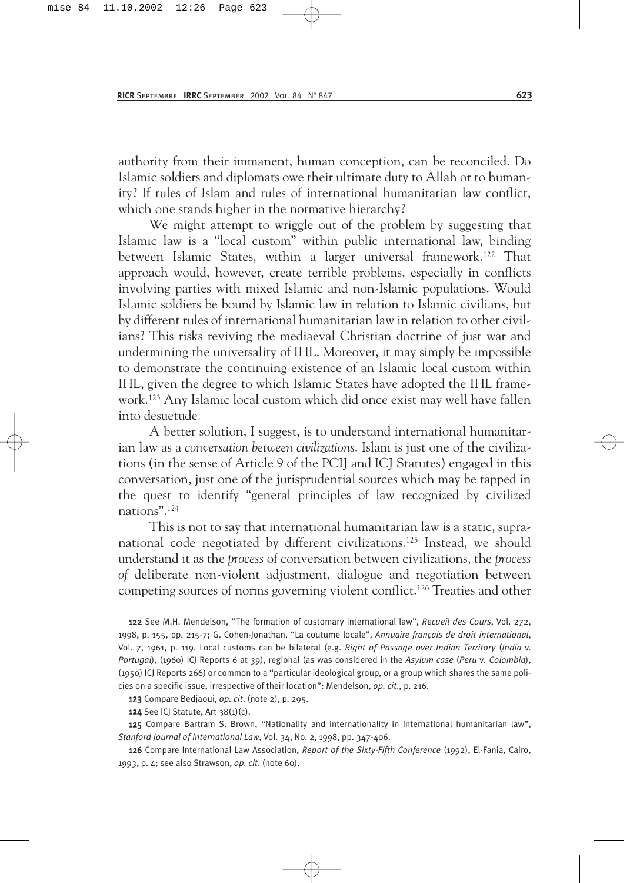authority from their immanent, human conception, can be reconciled. Do Islamic soldiers and diplomats owe their ultimate duty to Allah or to humanity? If rules of Islam and rules of international humanitarian law conflict, which one stands higher in the normative hierarchy?

We might attempt to wriggle out of the problem by suggesting that Islamic law is a "local custom" within public international law, binding between Islamic States, within a larger universal framework.[122] That approach would, however, create terrible problems, especially in conflicts involving parties with mixed Islamic and non-Islamic populations. Would Islamic soldiers be bound by Islamic law in relation to Islamic civilians, but by different rules of international humanitarian law in relation to other civilians? This risks reviving the mediaeval Christian doctrine of just war and undermining the universality of IHL. Moreover, it may simply be impossible to demonstrate the continuing existence of an Islamic local custom within IHL, given the degree to which Islamic States have adopted the IHL framework.[123] Any Islamic local custom which did once exist may well have fallen into desuetude.

A better solution, I suggest, is to understand international humanitarian law as a *conversation between civilizations*. Islam is just one of the civilizations (in the sense of Article 9 of the PCIJ and ICJ Statutes) engaged in this conversation, just one of the jurisprudential sources which may be tapped in the quest to identify "general principles of law recognized by civilized nations".[124]

This is not to say that international humanitarian law is a static, supranational code negotiated by different civilizations.[125] Instead, we should understand it as the *process* of conversation between civilizations, the *process of* deliberate non-violent adjustment, dialogue and negotiation between competing sources of norms governing violent conflict.[126] Treaties and other

**122** See M.H. Mendelson, "The formation of customary international law", *Recueil des Cours*, Vol. 272, 1998, p. 155, pp. 215-7; G. Cohen-Jonathan, "La coutume locale", *Annuaire français de droit international*, Vol. 7, 1961, p. 119. Local customs can be bilateral (e.g. *Right of Passage over Indian Territory* (*India* v. *Portugal*), (1960) ICJ Reports 6 at 39), regional (as was considered in the *Asylum case* (*Peru* v. *Colombia*), (1950) ICJ Reports 266) or common to a "particular ideological group, or a group which shares the same policies on a specific issue, irrespective of their location": Mendelson, *op. cit.*, p. 216.

**123** Compare Bedjaoui, *op. cit.* (note 2), p. 295.

**124** See ICJ Statute, Art 38(1)(c).

**125** Compare Bartram S. Brown, "Nationality and internationality in international humanitarian law", *Stanford Journal of International Law*, Vol. 34, No. 2, 1998, pp. 347-406.

**126** Compare International Law Association, *Report of the Sixty-Fifth Conference* (1992), El-Fania, Cairo, 1993, p. 4; see also Strawson, *op. cit.* (note 60).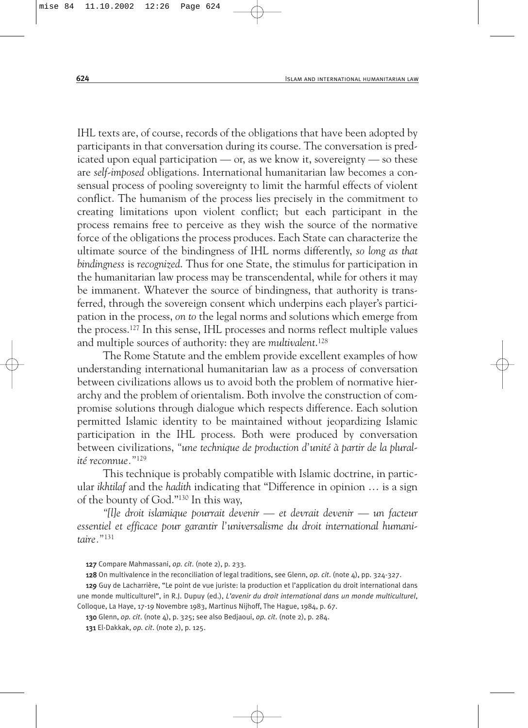IHL texts are, of course, records of the obligations that have been adopted by participants in that conversation during its course. The conversation is predicated upon equal participation — or, as we know it, sovereignty — so these are *self-imposed* obligations. International humanitarian law becomes a consensual process of pooling sovereignty to limit the harmful effects of violent conflict. The humanism of the process lies precisely in the commitment to creating limitations upon violent conflict; but each participant in the process remains free to perceive as they wish the source of the normative force of the obligations the process produces. Each State can characterize the ultimate source of the bindingness of IHL norms differently, *so long as that bindingness is recognized*. Thus for one State, the stimulus for participation in the humanitarian law process may be transcendental, while for others it may be immanent. Whatever the source of bindingness, that authority is transferred, through the sovereign consent which underpins each player's participation in the process, *on to* the legal norms and solutions which emerge from the process.[127] In this sense, IHL processes and norms reflect multiple values and multiple sources of authority: they are *multivalent*.[128]

The Rome Statute and the emblem provide excellent examples of how understanding international humanitarian law as a process of conversation between civilizations allows us to avoid both the problem of normative hierarchy and the problem of orientalism. Both involve the construction of compromise solutions through dialogue which respects difference. Each solution permitted Islamic identity to be maintained without jeopardizing Islamic participation in the IHL process. Both were produced by conversation between civilizations, *"une technique de production d'unité à partir de la pluralité reconnue."*[129]

This technique is probably compatible with Islamic doctrine, in particular *ikhtilaf* and the *hadith* indicating that "Difference in opinion … is a sign of the bounty of God."[130] In this way,

*"[l]e droit islamique pourrait devenir — et devrait devenir — un facteur essentiel et efficace pour garantir l'universalisme du droit international humanitaire."*[131]

---

**127** Compare Mahmassani, *op. cit.* (note 2), p. 233.

**128** On multivalence in the reconciliation of legal traditions, see Glenn, *op. cit.* (note 4), pp. 324-327.

**129** Guy de Lacharrière, "Le point de vue juriste: la production et l'application du droit international dans une monde multiculturel", in R.J. Dupuy (ed.), *L'avenir du droit international dans un monde multiculturel*, Colloque, La Haye, 17-19 Novembre 1983, Martinus Nijhoff, The Hague, 1984, p. 67.

**130** Glenn, *op. cit.* (note 4), p. 325; see also Bedjaoui, *op. cit.* (note 2), p. 284.

**131** El-Dakkak, *op. cit.* (note 2), p. 125.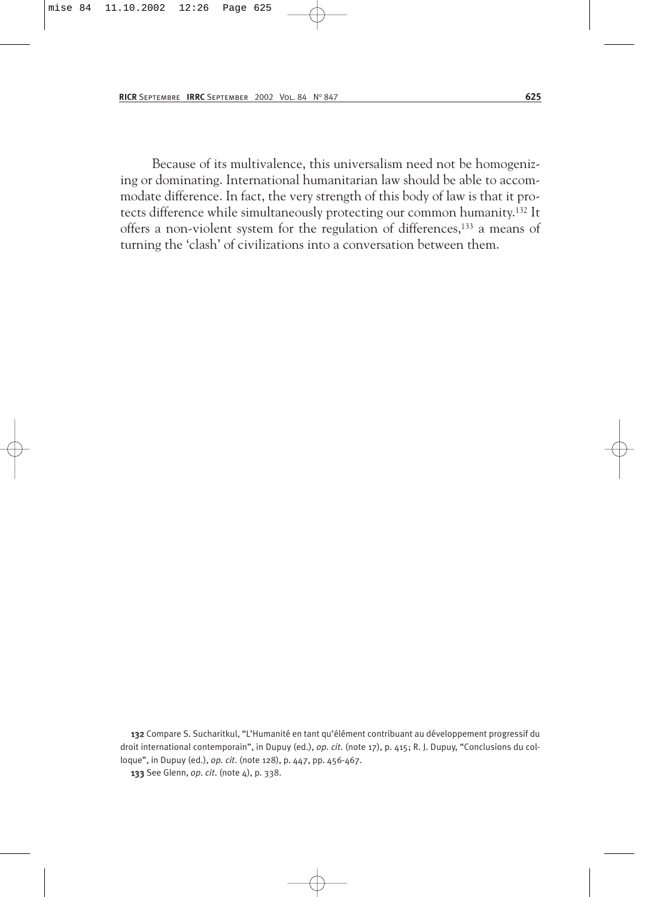Because of its multivalence, this universalism need not be homogenizing or dominating. International humanitarian law should be able to accommodate difference. In fact, the very strength of this body of law is that it protects difference while simultaneously protecting our common humanity.[132] It offers a non-violent system for the regulation of differences,[133] a means of turning the 'clash' of civilizations into a conversation between them.

**132** Compare S. Sucharitkul, "L'Humanité en tant qu'élément contribuant au développement progressif du droit international contemporain", in Dupuy (ed.), *op. cit.* (note 17), p. 415; R. J. Dupuy, "Conclusions du colloque", in Dupuy (ed.), *op. cit.* (note 128), p. 447, pp. 456-467.

**133** See Glenn, *op. cit.* (note 4), p. 338.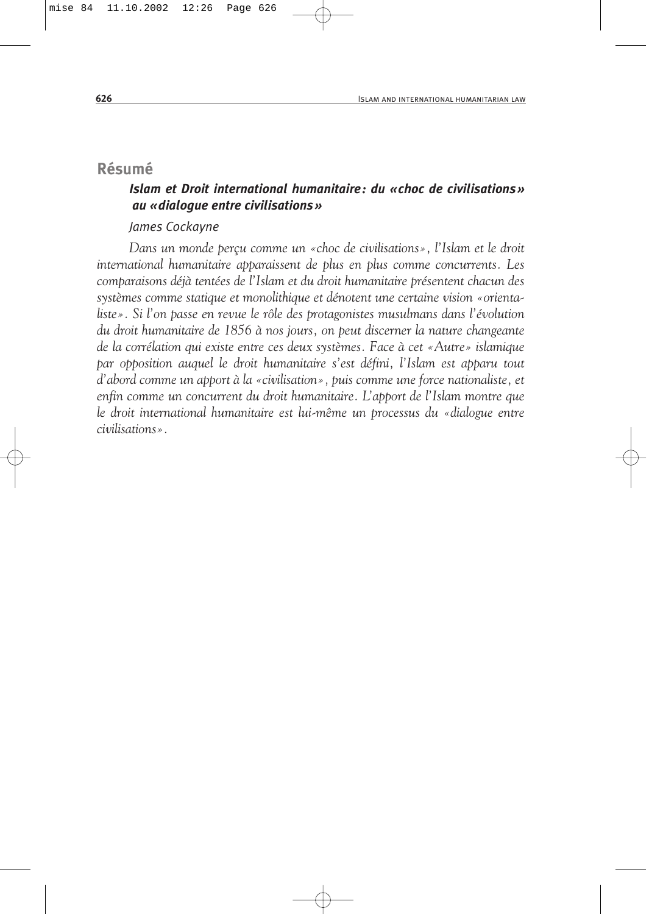## Résumé

### *Islam et Droit international humanitaire: du «choc de civilisations» au «dialogue entre civilisations»*

*James Cockayne*

*Dans un monde perçu comme un «choc de civilisations», l'Islam et le droit international humanitaire apparaissent de plus en plus comme concurrents. Les comparaisons déjà tentées de l'Islam et du droit humanitaire présentent chacun des systèmes comme statique et monolithique et dénotent une certaine vision «orientaliste». Si l'on passe en revue le rôle des protagonistes musulmans dans l'évolution du droit humanitaire de 1856 à nos jours, on peut discerner la nature changeante de la corrélation qui existe entre ces deux systèmes. Face à cet «Autre» islamique par opposition auquel le droit humanitaire s'est défini, l'Islam est apparu tout d'abord comme un apport à la «civilisation», puis comme une force nationaliste, et enfin comme un concurrent du droit humanitaire. L'apport de l'Islam montre que le droit international humanitaire est lui-même un processus du «dialogue entre civilisations».*